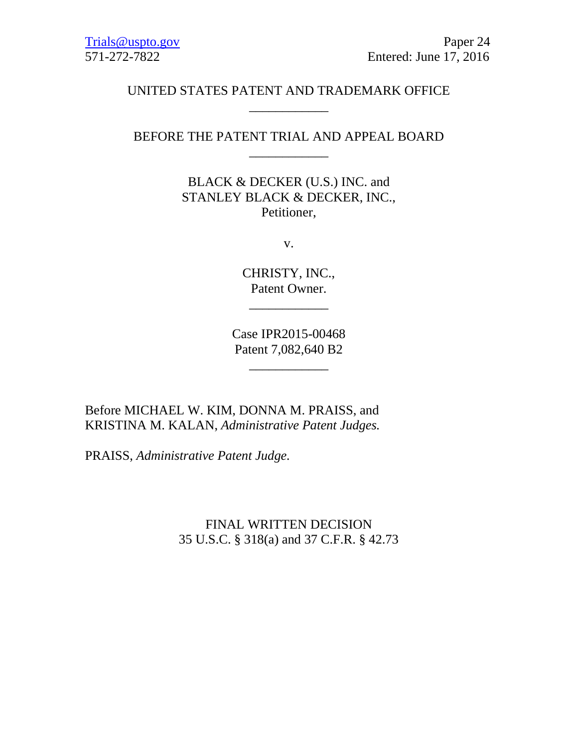Trials@uspto.gov
571-272-7822

Paper 24
Entered: June 17, 2016

UNITED STATES PATENT AND TRADEMARK OFFICE

____________

BEFORE THE PATENT TRIAL AND APPEAL BOARD

____________

BLACK & DECKER (U.S.) INC. and
STANLEY BLACK & DECKER, INC.,
Petitioner,

v.

CHRISTY, INC.,
Patent Owner.

____________

Case IPR2015-00468
Patent 7,082,640 B2

____________

Before MICHAEL W. KIM, DONNA M. PRAISS, and KRISTINA M. KALAN, *Administrative Patent Judges.*

PRAISS, *Administrative Patent Judge.*

FINAL WRITTEN DECISION
35 U.S.C. § 318(a) and 37 C.F.R. § 42.73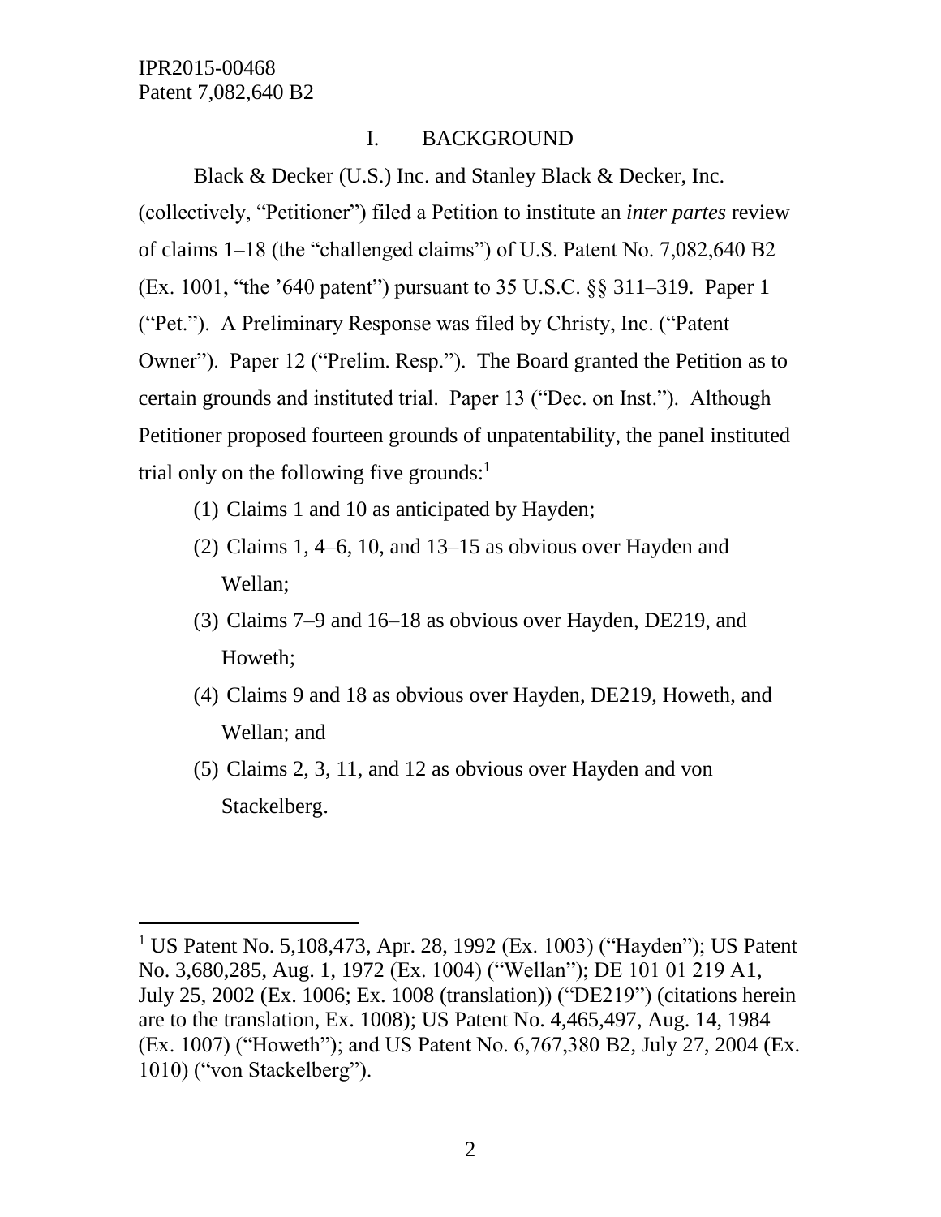## I. BACKGROUND

Black & Decker (U.S.) Inc. and Stanley Black & Decker, Inc. (collectively, "Petitioner") filed a Petition to institute an *inter partes* review of claims 1–18 (the "challenged claims") of U.S. Patent No. 7,082,640 B2 (Ex. 1001, "the '640 patent") pursuant to 35 U.S.C. §§ 311–319. Paper 1 ("Pet."). A Preliminary Response was filed by Christy, Inc. ("Patent Owner"). Paper 12 ("Prelim. Resp."). The Board granted the Petition as to certain grounds and instituted trial. Paper 13 ("Dec. on Inst."). Although Petitioner proposed fourteen grounds of unpatentability, the panel instituted trial only on the following five grounds:[1]

(1) Claims 1 and 10 as anticipated by Hayden;

(2) Claims 1, 4–6, 10, and 13–15 as obvious over Hayden and Wellan;

(3) Claims 7–9 and 16–18 as obvious over Hayden, DE219, and Howeth;

(4) Claims 9 and 18 as obvious over Hayden, DE219, Howeth, and Wellan; and

(5) Claims 2, 3, 11, and 12 as obvious over Hayden and von Stackelberg.

[1] US Patent No. 5,108,473, Apr. 28, 1992 (Ex. 1003) ("Hayden"); US Patent No. 3,680,285, Aug. 1, 1972 (Ex. 1004) ("Wellan"); DE 101 01 219 A1, July 25, 2002 (Ex. 1006; Ex. 1008 (translation)) ("DE219") (citations herein are to the translation, Ex. 1008); US Patent No. 4,465,497, Aug. 14, 1984 (Ex. 1007) ("Howeth"); and US Patent No. 6,767,380 B2, July 27, 2004 (Ex. 1010) ("von Stackelberg").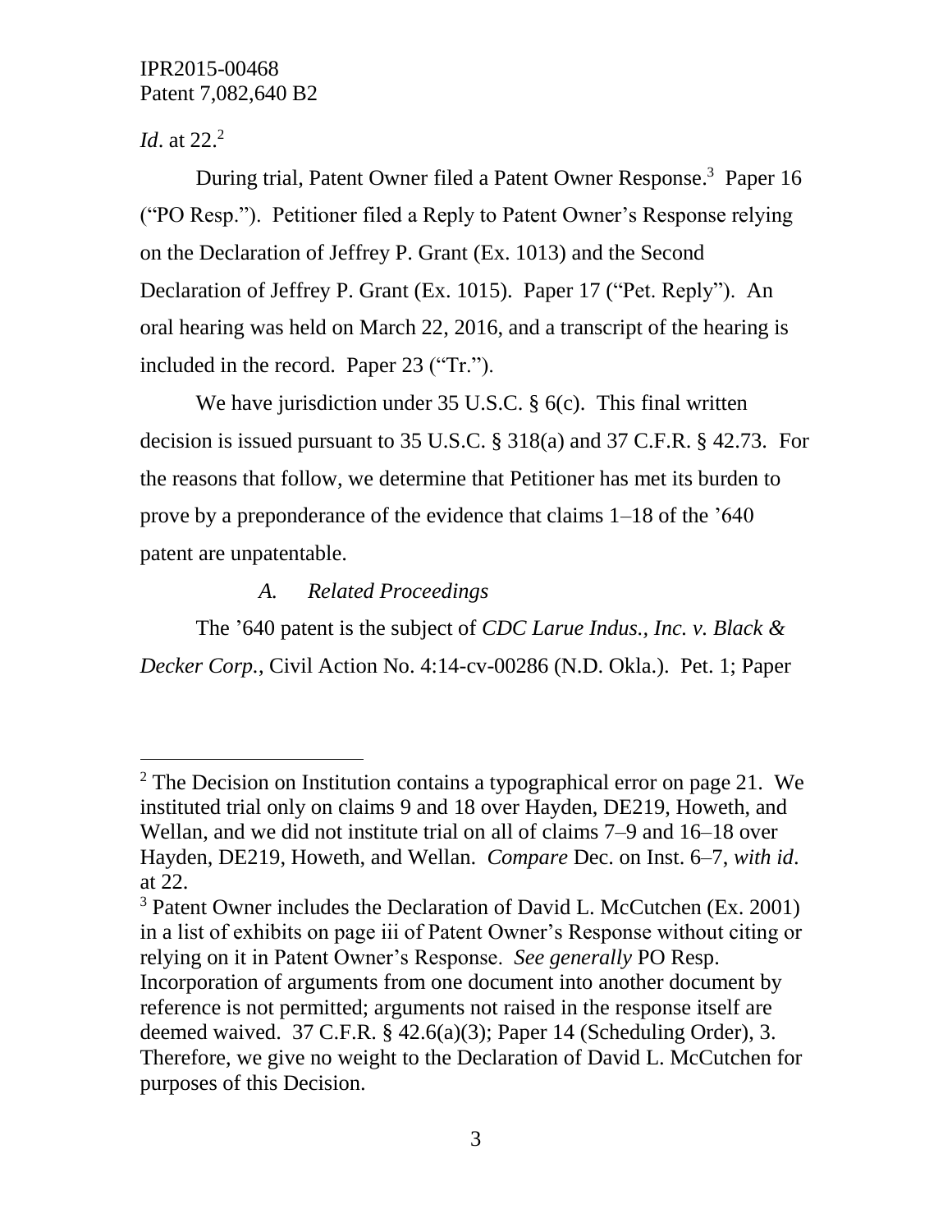*Id*. at 22.[2]

During trial, Patent Owner filed a Patent Owner Response.[3] Paper 16 ("PO Resp."). Petitioner filed a Reply to Patent Owner's Response relying on the Declaration of Jeffrey P. Grant (Ex. 1013) and the Second Declaration of Jeffrey P. Grant (Ex. 1015). Paper 17 ("Pet. Reply"). An oral hearing was held on March 22, 2016, and a transcript of the hearing is included in the record. Paper 23 ("Tr.").

We have jurisdiction under 35 U.S.C. § 6(c). This final written decision is issued pursuant to 35 U.S.C. § 318(a) and 37 C.F.R. § 42.73. For the reasons that follow, we determine that Petitioner has met its burden to prove by a preponderance of the evidence that claims 1–18 of the '640 patent are unpatentable.

### *A. Related Proceedings*

The '640 patent is the subject of *CDC Larue Indus., Inc. v. Black & Decker Corp.*, Civil Action No. 4:14-cv-00286 (N.D. Okla.). Pet. 1; Paper

---

[2] The Decision on Institution contains a typographical error on page 21. We instituted trial only on claims 9 and 18 over Hayden, DE219, Howeth, and Wellan, and we did not institute trial on all of claims 7–9 and 16–18 over Hayden, DE219, Howeth, and Wellan. *Compare* Dec. on Inst. 6–7, *with id*. at 22.

[3] Patent Owner includes the Declaration of David L. McCutchen (Ex. 2001) in a list of exhibits on page iii of Patent Owner's Response without citing or relying on it in Patent Owner's Response. *See generally* PO Resp. Incorporation of arguments from one document into another document by reference is not permitted; arguments not raised in the response itself are deemed waived. 37 C.F.R. § 42.6(a)(3); Paper 14 (Scheduling Order), 3. Therefore, we give no weight to the Declaration of David L. McCutchen for purposes of this Decision.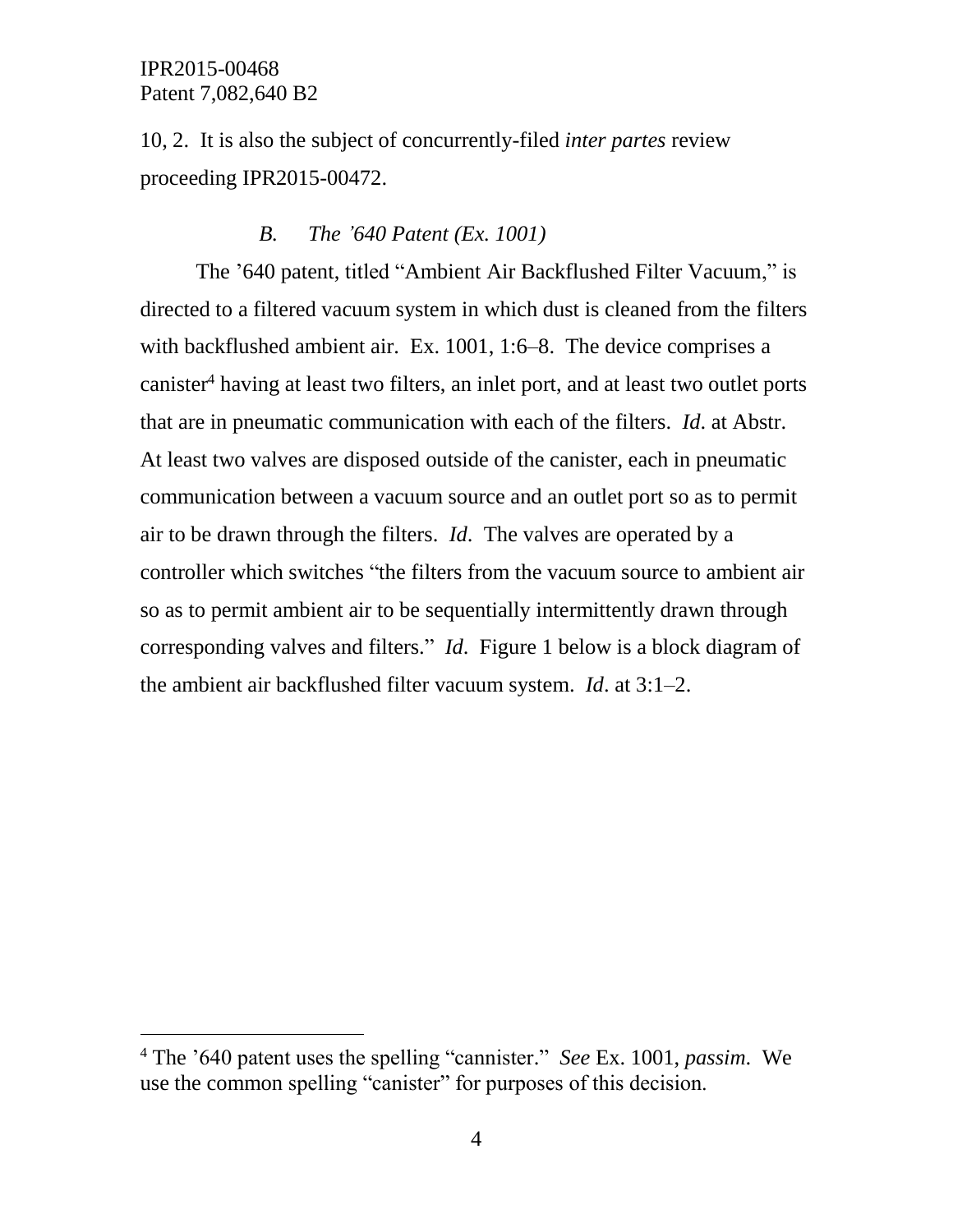10, 2. It is also the subject of concurrently-filed *inter partes* review proceeding IPR2015-00472.

### *B. The ’640 Patent (Ex. 1001)*

The ’640 patent, titled “Ambient Air Backflushed Filter Vacuum,” is directed to a filtered vacuum system in which dust is cleaned from the filters with backflushed ambient air. Ex. 1001, 1:6–8. The device comprises a canister[4] having at least two filters, an inlet port, and at least two outlet ports that are in pneumatic communication with each of the filters. *Id*. at Abstr. At least two valves are disposed outside of the canister, each in pneumatic communication between a vacuum source and an outlet port so as to permit air to be drawn through the filters. *Id*. The valves are operated by a controller which switches “the filters from the vacuum source to ambient air so as to permit ambient air to be sequentially intermittently drawn through corresponding valves and filters.” *Id*. Figure 1 below is a block diagram of the ambient air backflushed filter vacuum system. *Id*. at 3:1–2.

---

[4] The ’640 patent uses the spelling “cannister.” *See* Ex. 1001, *passim*. We use the common spelling “canister” for purposes of this decision.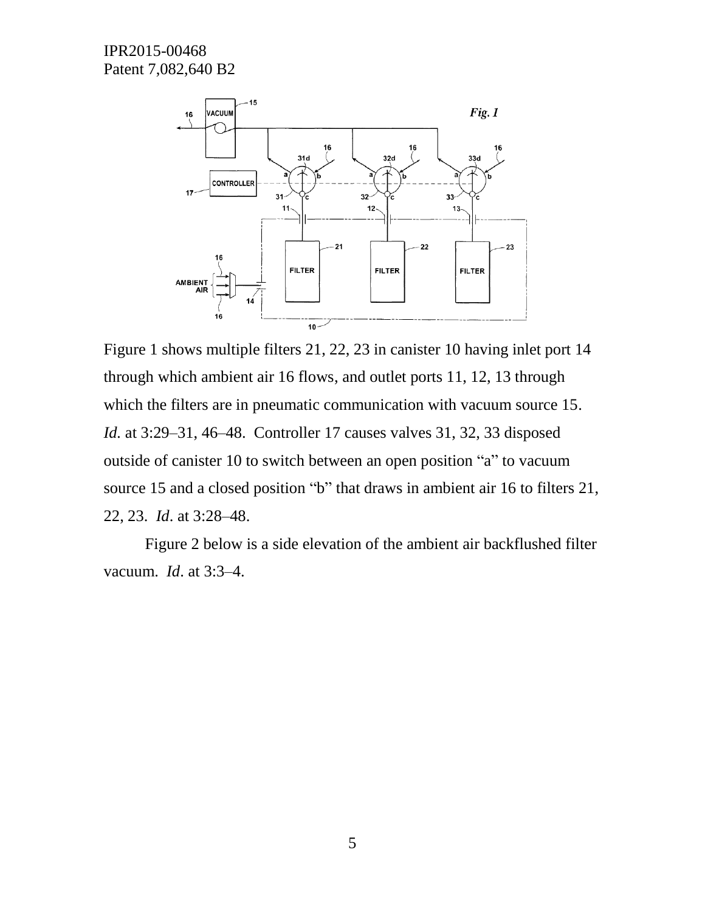Figure 1 shows multiple filters 21, 22, 23 in canister 10 having inlet port 14 through which ambient air 16 flows, and outlet ports 11, 12, 13 through which the filters are in pneumatic communication with vacuum source 15. *Id.* at 3:29–31, 46–48. Controller 17 causes valves 31, 32, 33 disposed outside of canister 10 to switch between an open position "a" to vacuum source 15 and a closed position "b" that draws in ambient air 16 to filters 21, 22, 23. *Id*. at 3:28–48.

Figure 2 below is a side elevation of the ambient air backflushed filter vacuum. *Id*. at 3:3–4.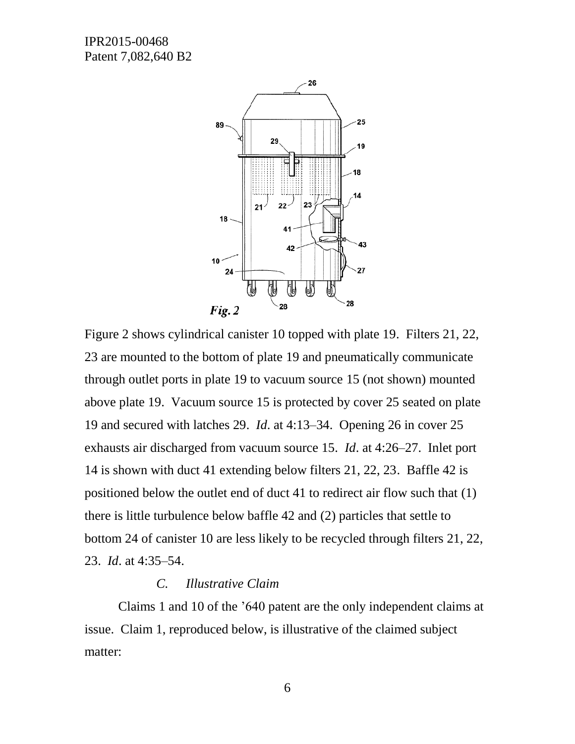Figure 2 shows cylindrical canister 10 topped with plate 19. Filters 21, 22, 23 are mounted to the bottom of plate 19 and pneumatically communicate through outlet ports in plate 19 to vacuum source 15 (not shown) mounted above plate 19. Vacuum source 15 is protected by cover 25 seated on plate 19 and secured with latches 29. *Id*. at 4:13–34. Opening 26 in cover 25 exhausts air discharged from vacuum source 15. *Id*. at 4:26–27. Inlet port 14 is shown with duct 41 extending below filters 21, 22, 23. Baffle 42 is positioned below the outlet end of duct 41 to redirect air flow such that (1) there is little turbulence below baffle 42 and (2) particles that settle to bottom 24 of canister 10 are less likely to be recycled through filters 21, 22, 23. *Id*. at 4:35–54.

### *C. Illustrative Claim*

Claims 1 and 10 of the '640 patent are the only independent claims at issue. Claim 1, reproduced below, is illustrative of the claimed subject matter: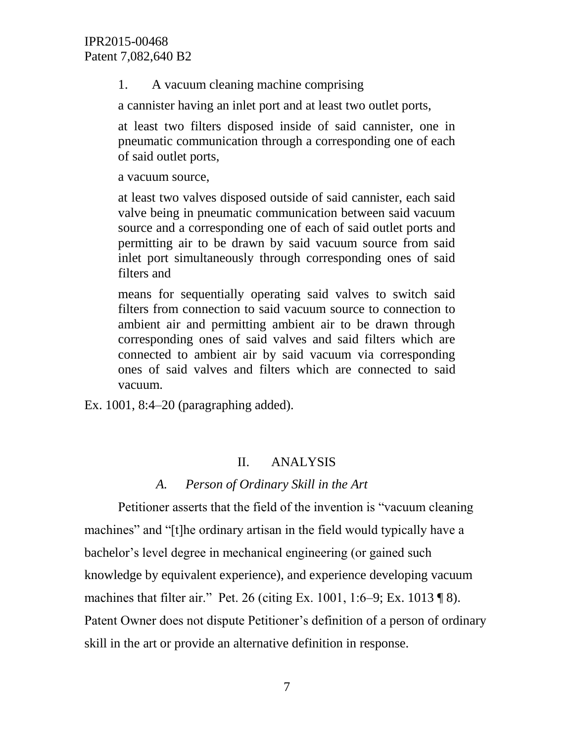> 1. A vacuum cleaning machine comprising
>
> a cannister having an inlet port and at least two outlet ports,
>
> at least two filters disposed inside of said cannister, one in pneumatic communication through a corresponding one of each of said outlet ports,
>
> a vacuum source,
>
> at least two valves disposed outside of said cannister, each said valve being in pneumatic communication between said vacuum source and a corresponding one of each of said outlet ports and permitting air to be drawn by said vacuum source from said inlet port simultaneously through corresponding ones of said filters and
>
> means for sequentially operating said valves to switch said filters from connection to said vacuum source to connection to ambient air and permitting ambient air to be drawn through corresponding ones of said valves and said filters which are connected to ambient air by said vacuum via corresponding ones of said valves and filters which are connected to said vacuum.

Ex. 1001, 8:4–20 (paragraphing added).

## II. ANALYSIS

### *A. Person of Ordinary Skill in the Art*

Petitioner asserts that the field of the invention is "vacuum cleaning machines" and "[t]he ordinary artisan in the field would typically have a bachelor's level degree in mechanical engineering (or gained such knowledge by equivalent experience), and experience developing vacuum machines that filter air." Pet. 26 (citing Ex. 1001, 1:6–9; Ex. 1013 ¶ 8). Patent Owner does not dispute Petitioner's definition of a person of ordinary skill in the art or provide an alternative definition in response.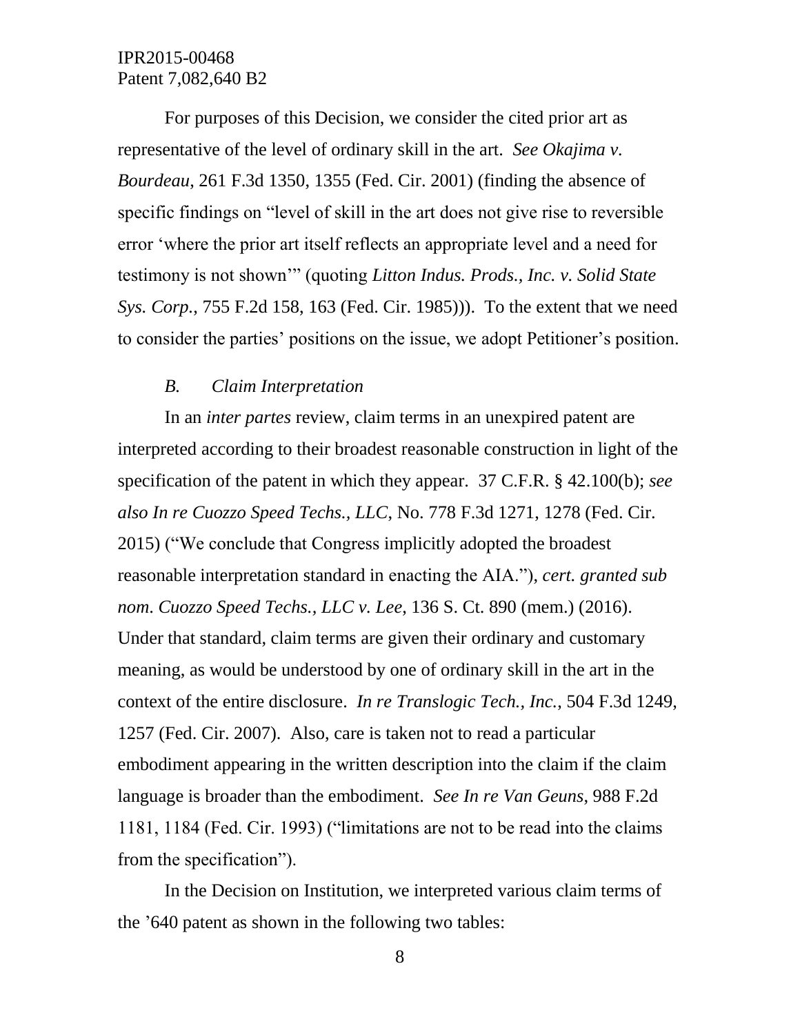For purposes of this Decision, we consider the cited prior art as representative of the level of ordinary skill in the art. *See Okajima v. Bourdeau*, 261 F.3d 1350, 1355 (Fed. Cir. 2001) (finding the absence of specific findings on "level of skill in the art does not give rise to reversible error 'where the prior art itself reflects an appropriate level and a need for testimony is not shown'" (quoting *Litton Indus. Prods., Inc. v. Solid State Sys. Corp.*, 755 F.2d 158, 163 (Fed. Cir. 1985))). To the extent that we need to consider the parties' positions on the issue, we adopt Petitioner's position.

### *B. Claim Interpretation*

In an *inter partes* review, claim terms in an unexpired patent are interpreted according to their broadest reasonable construction in light of the specification of the patent in which they appear. 37 C.F.R. § 42.100(b); *see also In re Cuozzo Speed Techs., LLC*, No. 778 F.3d 1271, 1278 (Fed. Cir. 2015) ("We conclude that Congress implicitly adopted the broadest reasonable interpretation standard in enacting the AIA."), *cert. granted sub nom. Cuozzo Speed Techs., LLC v. Lee*, 136 S. Ct. 890 (mem.) (2016). Under that standard, claim terms are given their ordinary and customary meaning, as would be understood by one of ordinary skill in the art in the context of the entire disclosure. *In re Translogic Tech., Inc.*, 504 F.3d 1249, 1257 (Fed. Cir. 2007). Also, care is taken not to read a particular embodiment appearing in the written description into the claim if the claim language is broader than the embodiment. *See In re Van Geuns*, 988 F.2d 1181, 1184 (Fed. Cir. 1993) ("limitations are not to be read into the claims from the specification").

In the Decision on Institution, we interpreted various claim terms of the '640 patent as shown in the following two tables: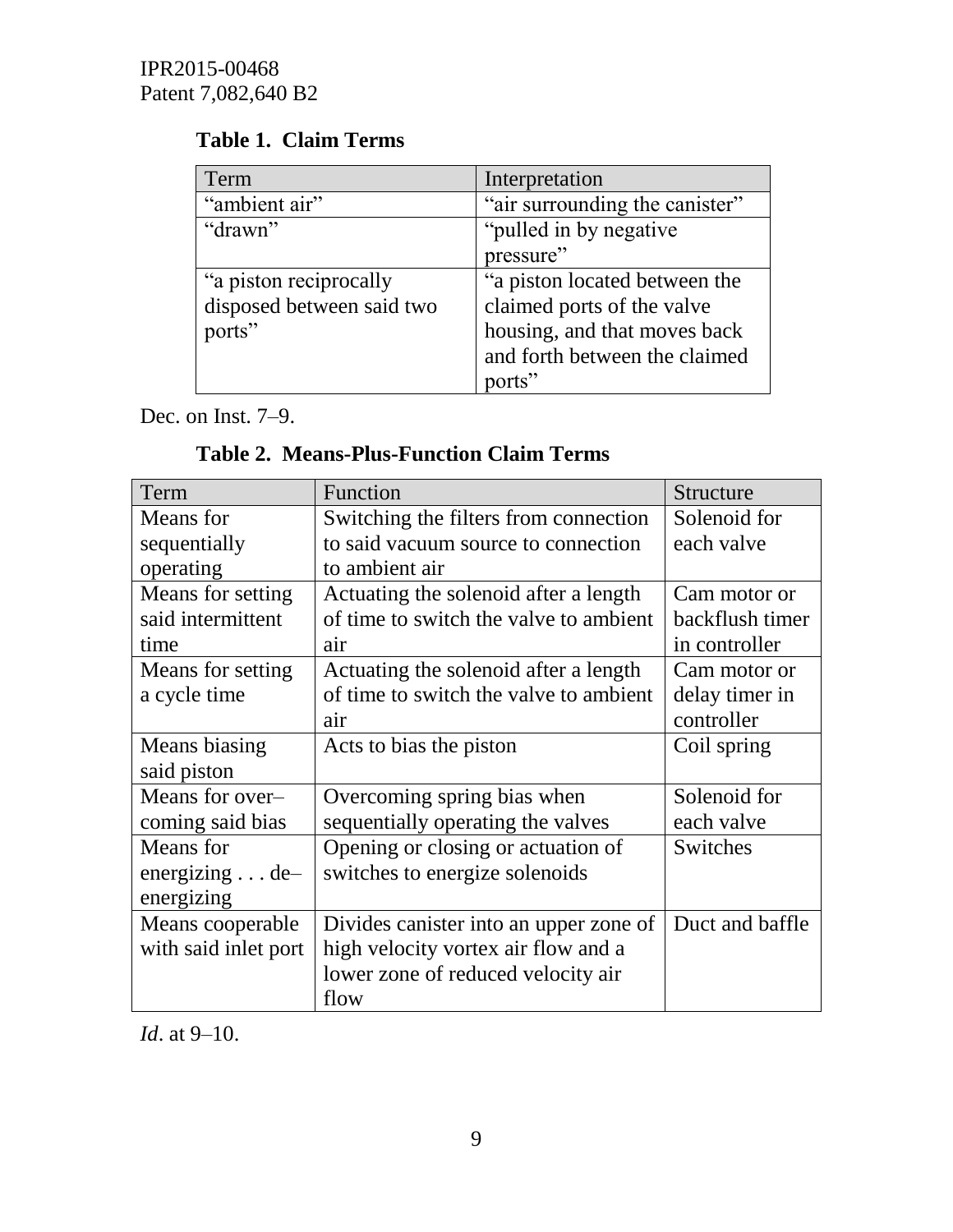**Table 1. Claim Terms**

| Term | Interpretation |
| --- | --- |
| "ambient air" | "air surrounding the canister" |
| "drawn" | "pulled in by negative pressure" |
| "a piston reciprocally disposed between said two ports" | "a piston located between the claimed ports of the valve housing, and that moves back and forth between the claimed ports" |

Dec. on Inst. 7–9.

**Table 2. Means-Plus-Function Claim Terms**

| Term | Function | Structure |
| --- | --- | --- |
| Means for sequentially operating | Switching the filters from connection to said vacuum source to connection to ambient air | Solenoid for each valve |
| Means for setting said intermittent time | Actuating the solenoid after a length of time to switch the valve to ambient air | Cam motor or backflush timer in controller |
| Means for setting a cycle time | Actuating the solenoid after a length of time to switch the valve to ambient air | Cam motor or delay timer in controller |
| Means biasing said piston | Acts to bias the piston | Coil spring |
| Means for over–coming said bias | Overcoming spring bias when sequentially operating the valves | Solenoid for each valve |
| Means for energizing . . . de–energizing | Opening or closing or actuation of switches to energize solenoids | Switches |
| Means cooperable with said inlet port | Divides canister into an upper zone of high velocity vortex air flow and a lower zone of reduced velocity air flow | Duct and baffle |

*Id*. at 9–10.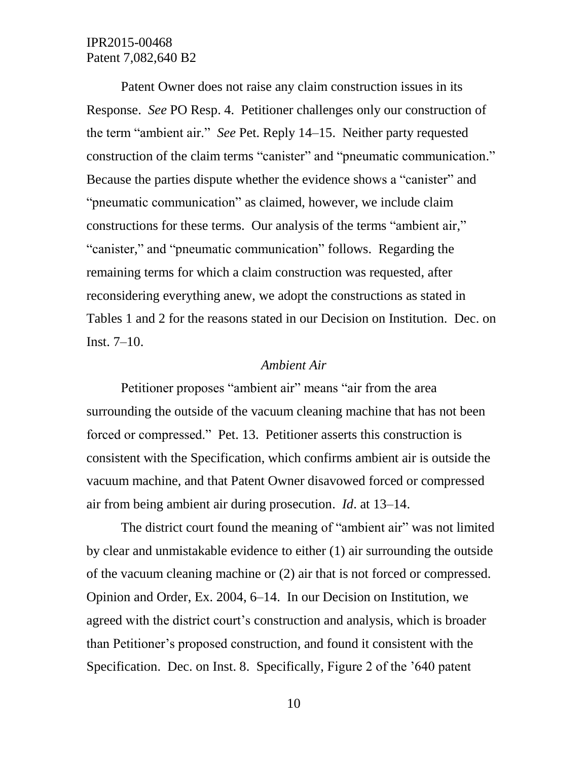Patent Owner does not raise any claim construction issues in its Response. *See* PO Resp. 4. Petitioner challenges only our construction of the term "ambient air." *See* Pet. Reply 14–15. Neither party requested construction of the claim terms "canister" and "pneumatic communication." Because the parties dispute whether the evidence shows a "canister" and "pneumatic communication" as claimed, however, we include claim constructions for these terms. Our analysis of the terms "ambient air," "canister," and "pneumatic communication" follows. Regarding the remaining terms for which a claim construction was requested, after reconsidering everything anew, we adopt the constructions as stated in Tables 1 and 2 for the reasons stated in our Decision on Institution. Dec. on Inst. 7–10.

*Ambient Air*

Petitioner proposes "ambient air" means "air from the area surrounding the outside of the vacuum cleaning machine that has not been forced or compressed." Pet. 13. Petitioner asserts this construction is consistent with the Specification, which confirms ambient air is outside the vacuum machine, and that Patent Owner disavowed forced or compressed air from being ambient air during prosecution. *Id*. at 13–14.

The district court found the meaning of "ambient air" was not limited by clear and unmistakable evidence to either (1) air surrounding the outside of the vacuum cleaning machine or (2) air that is not forced or compressed. Opinion and Order, Ex. 2004, 6–14. In our Decision on Institution, we agreed with the district court's construction and analysis, which is broader than Petitioner's proposed construction, and found it consistent with the Specification. Dec. on Inst. 8. Specifically, Figure 2 of the '640 patent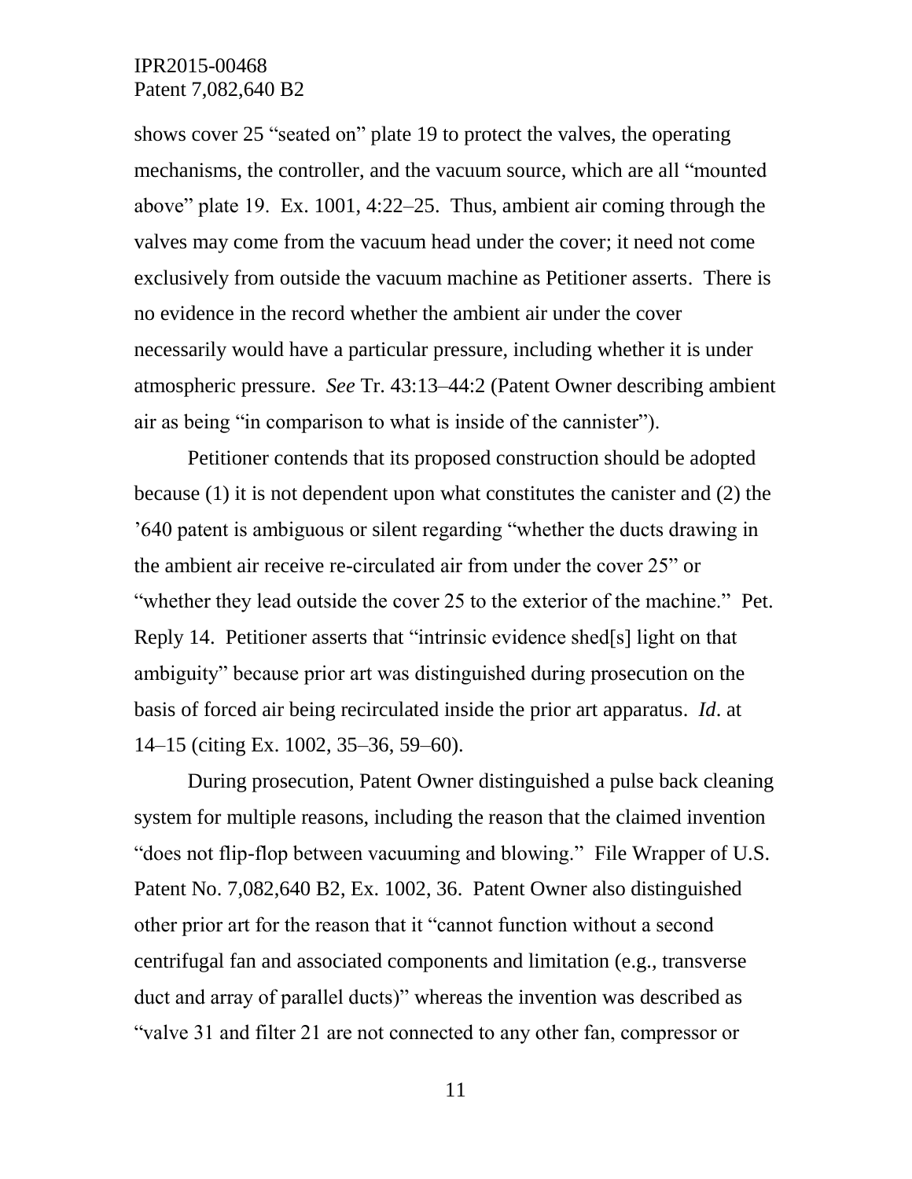shows cover 25 "seated on" plate 19 to protect the valves, the operating mechanisms, the controller, and the vacuum source, which are all "mounted above" plate 19. Ex. 1001, 4:22–25. Thus, ambient air coming through the valves may come from the vacuum head under the cover; it need not come exclusively from outside the vacuum machine as Petitioner asserts. There is no evidence in the record whether the ambient air under the cover necessarily would have a particular pressure, including whether it is under atmospheric pressure. *See* Tr. 43:13–44:2 (Patent Owner describing ambient air as being "in comparison to what is inside of the cannister").

Petitioner contends that its proposed construction should be adopted because (1) it is not dependent upon what constitutes the canister and (2) the '640 patent is ambiguous or silent regarding "whether the ducts drawing in the ambient air receive re-circulated air from under the cover 25" or "whether they lead outside the cover 25 to the exterior of the machine." Pet. Reply 14. Petitioner asserts that "intrinsic evidence shed[s] light on that ambiguity" because prior art was distinguished during prosecution on the basis of forced air being recirculated inside the prior art apparatus. *Id*. at 14–15 (citing Ex. 1002, 35–36, 59–60).

During prosecution, Patent Owner distinguished a pulse back cleaning system for multiple reasons, including the reason that the claimed invention "does not flip-flop between vacuuming and blowing." File Wrapper of U.S. Patent No. 7,082,640 B2, Ex. 1002, 36. Patent Owner also distinguished other prior art for the reason that it "cannot function without a second centrifugal fan and associated components and limitation (e.g., transverse duct and array of parallel ducts)" whereas the invention was described as "valve 31 and filter 21 are not connected to any other fan, compressor or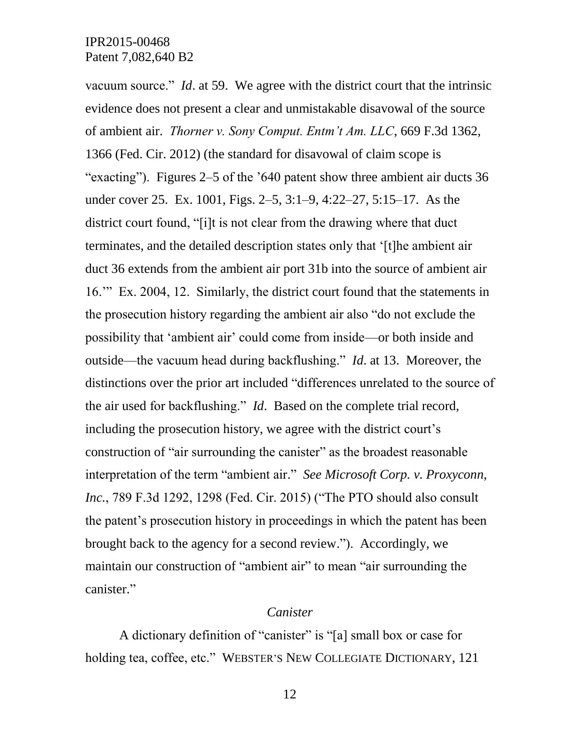vacuum source." *Id*. at 59. We agree with the district court that the intrinsic evidence does not present a clear and unmistakable disavowal of the source of ambient air. *Thorner v. Sony Comput. Entm't Am. LLC*, 669 F.3d 1362, 1366 (Fed. Cir. 2012) (the standard for disavowal of claim scope is "exacting"). Figures 2–5 of the '640 patent show three ambient air ducts 36 under cover 25. Ex. 1001, Figs. 2–5, 3:1–9, 4:22–27, 5:15–17. As the district court found, "[i]t is not clear from the drawing where that duct terminates, and the detailed description states only that '[t]he ambient air duct 36 extends from the ambient air port 31b into the source of ambient air 16.'" Ex. 2004, 12. Similarly, the district court found that the statements in the prosecution history regarding the ambient air also "do not exclude the possibility that 'ambient air' could come from inside—or both inside and outside—the vacuum head during backflushing." *Id*. at 13. Moreover, the distinctions over the prior art included "differences unrelated to the source of the air used for backflushing." *Id*. Based on the complete trial record, including the prosecution history, we agree with the district court's construction of "air surrounding the canister" as the broadest reasonable interpretation of the term "ambient air." *See Microsoft Corp. v. Proxyconn, Inc.*, 789 F.3d 1292, 1298 (Fed. Cir. 2015) ("The PTO should also consult the patent's prosecution history in proceedings in which the patent has been brought back to the agency for a second review."). Accordingly, we maintain our construction of "ambient air" to mean "air surrounding the canister."

*Canister*

A dictionary definition of "canister" is "[a] small box or case for holding tea, coffee, etc." WEBSTER'S NEW COLLEGIATE DICTIONARY, 121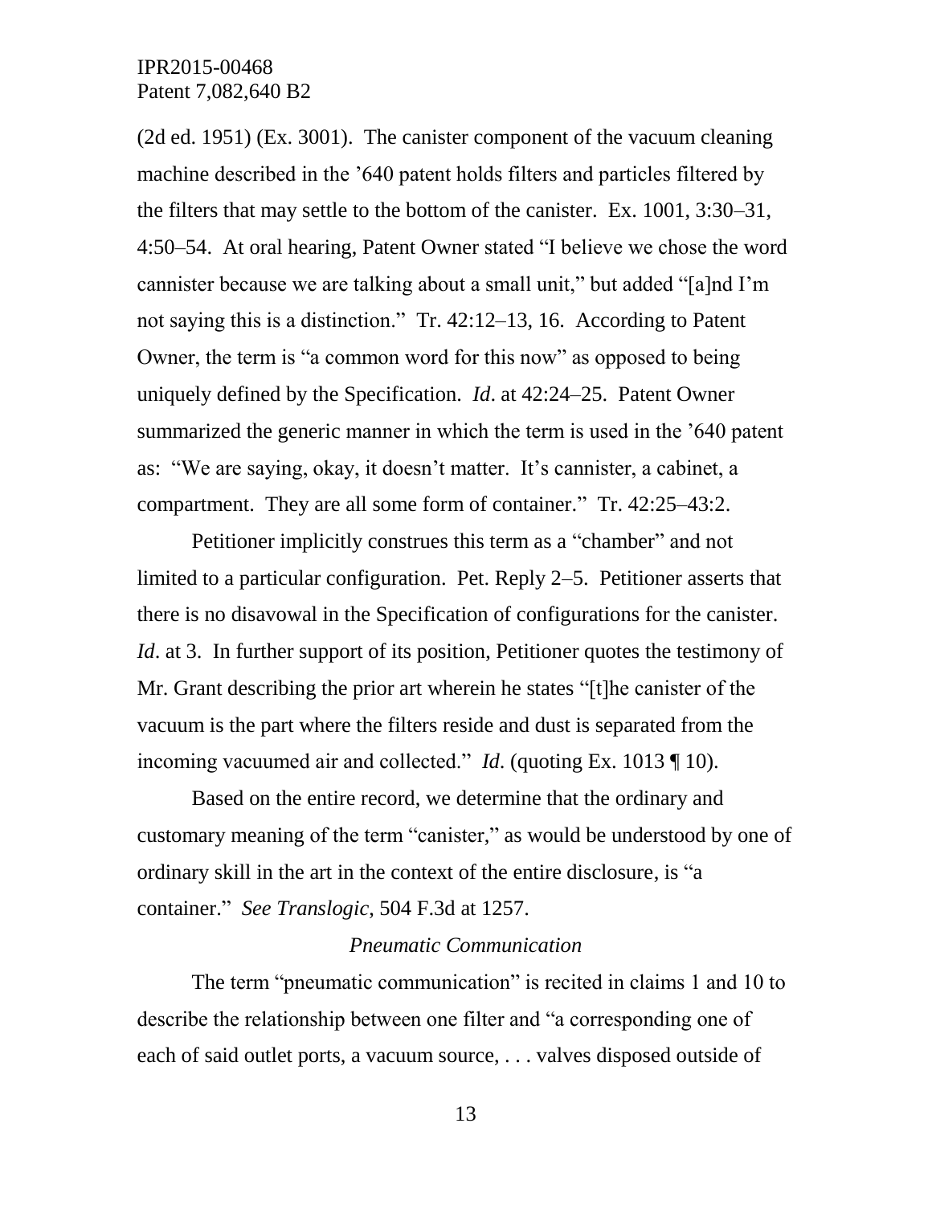(2d ed. 1951) (Ex. 3001). The canister component of the vacuum cleaning machine described in the '640 patent holds filters and particles filtered by the filters that may settle to the bottom of the canister. Ex. 1001, 3:30–31, 4:50–54. At oral hearing, Patent Owner stated "I believe we chose the word cannister because we are talking about a small unit," but added "[a]nd I'm not saying this is a distinction." Tr. 42:12–13, 16. According to Patent Owner, the term is "a common word for this now" as opposed to being uniquely defined by the Specification. *Id*. at 42:24–25. Patent Owner summarized the generic manner in which the term is used in the '640 patent as: "We are saying, okay, it doesn't matter. It's cannister, a cabinet, a compartment. They are all some form of container." Tr. 42:25–43:2.

Petitioner implicitly construes this term as a "chamber" and not limited to a particular configuration. Pet. Reply 2–5. Petitioner asserts that there is no disavowal in the Specification of configurations for the canister. *Id*. at 3. In further support of its position, Petitioner quotes the testimony of Mr. Grant describing the prior art wherein he states "[t]he canister of the vacuum is the part where the filters reside and dust is separated from the incoming vacuumed air and collected." *Id*. (quoting Ex. 1013 ¶ 10).

Based on the entire record, we determine that the ordinary and customary meaning of the term "canister," as would be understood by one of ordinary skill in the art in the context of the entire disclosure, is "a container." *See Translogic*, 504 F.3d at 1257.

*Pneumatic Communication*

The term "pneumatic communication" is recited in claims 1 and 10 to describe the relationship between one filter and "a corresponding one of each of said outlet ports, a vacuum source, . . . valves disposed outside of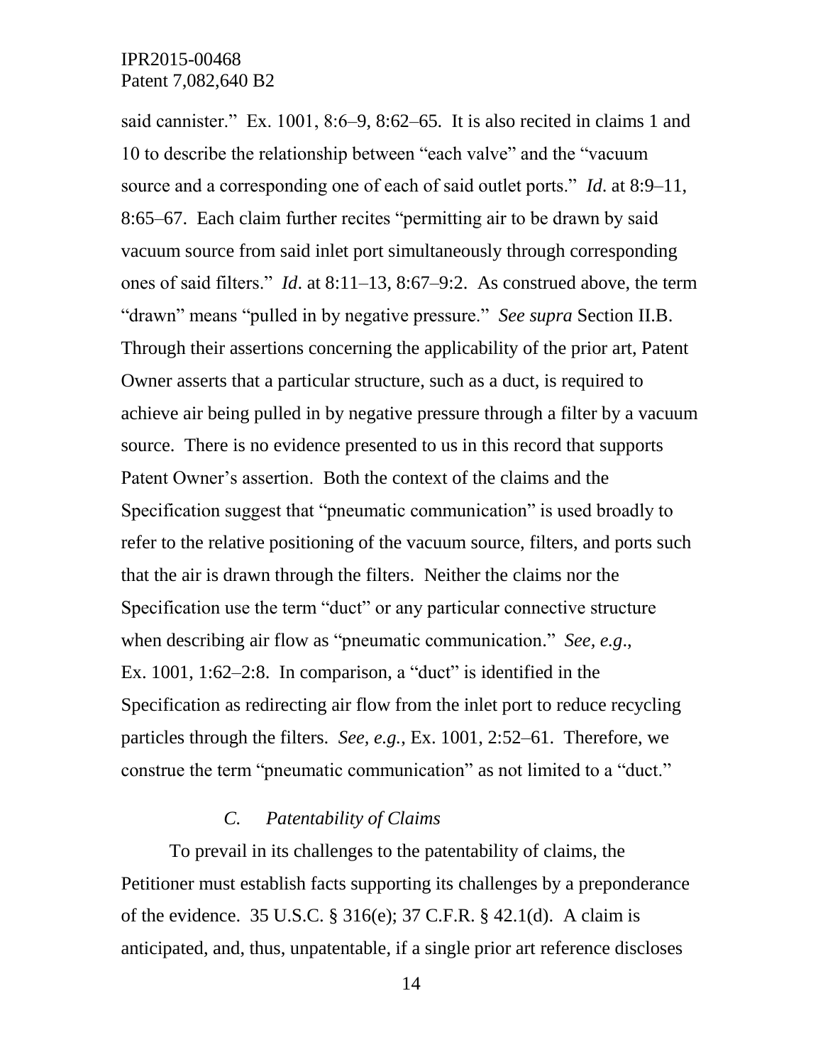said cannister." Ex. 1001, 8:6–9, 8:62–65. It is also recited in claims 1 and 10 to describe the relationship between "each valve" and the "vacuum source and a corresponding one of each of said outlet ports." *Id*. at 8:9–11, 8:65–67. Each claim further recites "permitting air to be drawn by said vacuum source from said inlet port simultaneously through corresponding ones of said filters." *Id*. at 8:11–13, 8:67–9:2. As construed above, the term "drawn" means "pulled in by negative pressure." *See supra* Section II.B. Through their assertions concerning the applicability of the prior art, Patent Owner asserts that a particular structure, such as a duct, is required to achieve air being pulled in by negative pressure through a filter by a vacuum source. There is no evidence presented to us in this record that supports Patent Owner's assertion. Both the context of the claims and the Specification suggest that "pneumatic communication" is used broadly to refer to the relative positioning of the vacuum source, filters, and ports such that the air is drawn through the filters. Neither the claims nor the Specification use the term "duct" or any particular connective structure when describing air flow as "pneumatic communication." *See, e.g*., Ex. 1001, 1:62–2:8. In comparison, a "duct" is identified in the Specification as redirecting air flow from the inlet port to reduce recycling particles through the filters. *See, e.g.*, Ex. 1001, 2:52–61. Therefore, we construe the term "pneumatic communication" as not limited to a "duct."

### *C. Patentability of Claims*

To prevail in its challenges to the patentability of claims, the Petitioner must establish facts supporting its challenges by a preponderance of the evidence. 35 U.S.C. § 316(e); 37 C.F.R. § 42.1(d). A claim is anticipated, and, thus, unpatentable, if a single prior art reference discloses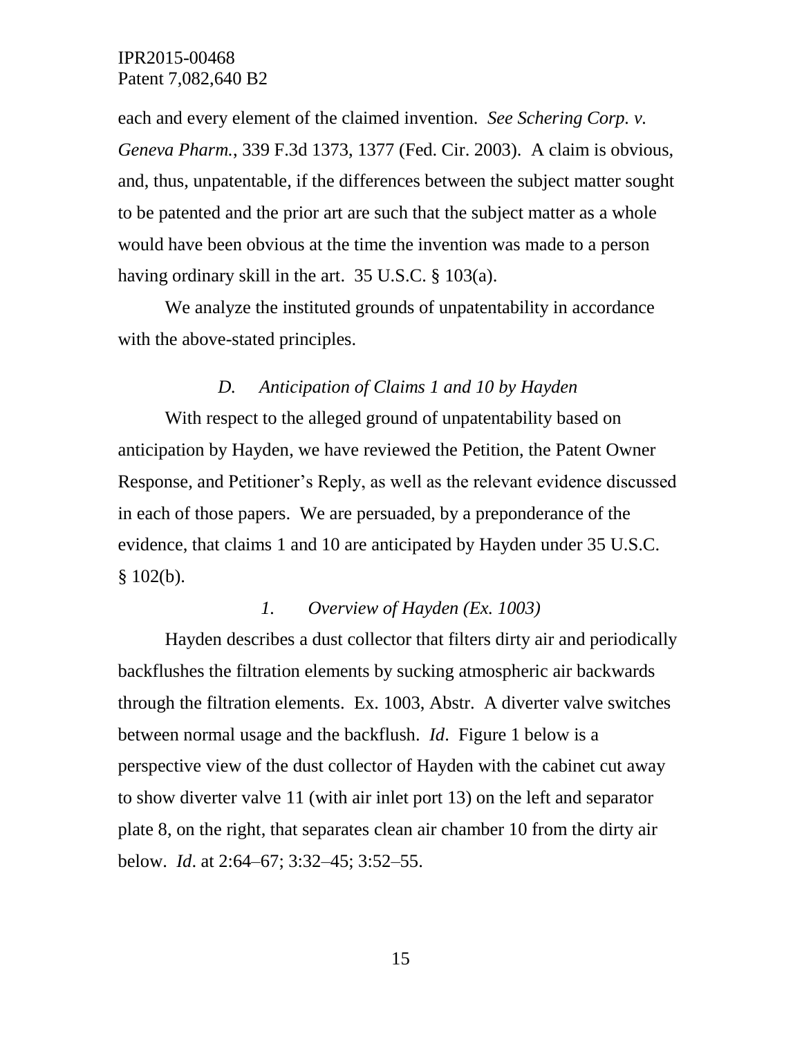each and every element of the claimed invention. *See Schering Corp. v. Geneva Pharm.*, 339 F.3d 1373, 1377 (Fed. Cir. 2003). A claim is obvious, and, thus, unpatentable, if the differences between the subject matter sought to be patented and the prior art are such that the subject matter as a whole would have been obvious at the time the invention was made to a person having ordinary skill in the art. 35 U.S.C. § 103(a).

We analyze the instituted grounds of unpatentability in accordance with the above-stated principles.

### *D. Anticipation of Claims 1 and 10 by Hayden*

With respect to the alleged ground of unpatentability based on anticipation by Hayden, we have reviewed the Petition, the Patent Owner Response, and Petitioner's Reply, as well as the relevant evidence discussed in each of those papers. We are persuaded, by a preponderance of the evidence, that claims 1 and 10 are anticipated by Hayden under 35 U.S.C. § 102(b).

#### *1. Overview of Hayden (Ex. 1003)*

Hayden describes a dust collector that filters dirty air and periodically backflushes the filtration elements by sucking atmospheric air backwards through the filtration elements. Ex. 1003, Abstr. A diverter valve switches between normal usage and the backflush. *Id*. Figure 1 below is a perspective view of the dust collector of Hayden with the cabinet cut away to show diverter valve 11 (with air inlet port 13) on the left and separator plate 8, on the right, that separates clean air chamber 10 from the dirty air below. *Id*. at 2:64–67; 3:32–45; 3:52–55.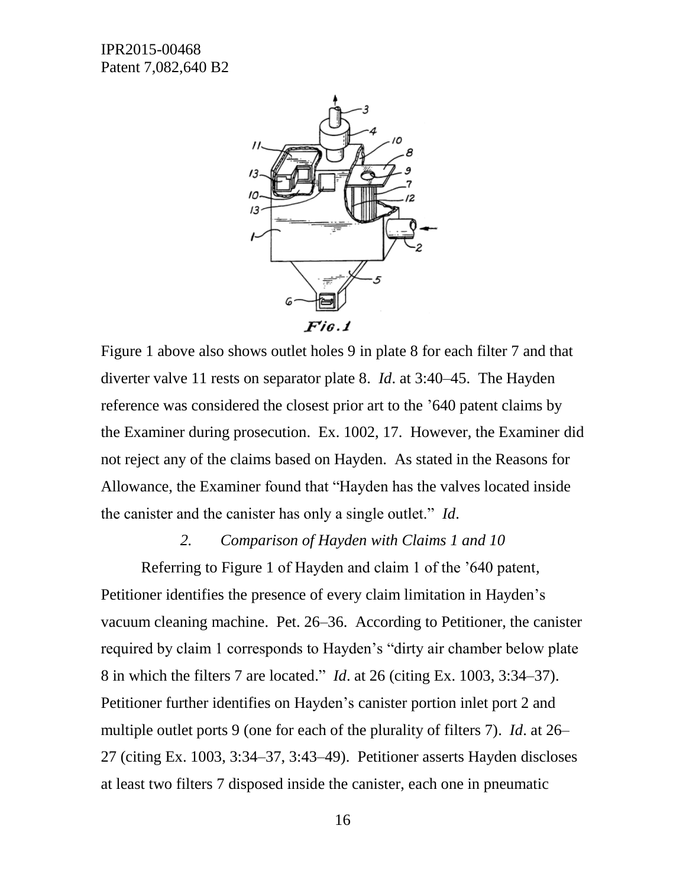Figure 1 above also shows outlet holes 9 in plate 8 for each filter 7 and that diverter valve 11 rests on separator plate 8. *Id*. at 3:40–45. The Hayden reference was considered the closest prior art to the '640 patent claims by the Examiner during prosecution. Ex. 1002, 17. However, the Examiner did not reject any of the claims based on Hayden. As stated in the Reasons for Allowance, the Examiner found that "Hayden has the valves located inside the canister and the canister has only a single outlet." *Id*.

*2. Comparison of Hayden with Claims 1 and 10*

Referring to Figure 1 of Hayden and claim 1 of the '640 patent, Petitioner identifies the presence of every claim limitation in Hayden's vacuum cleaning machine. Pet. 26–36. According to Petitioner, the canister required by claim 1 corresponds to Hayden's "dirty air chamber below plate 8 in which the filters 7 are located." *Id*. at 26 (citing Ex. 1003, 3:34–37). Petitioner further identifies on Hayden's canister portion inlet port 2 and multiple outlet ports 9 (one for each of the plurality of filters 7). *Id*. at 26–27 (citing Ex. 1003, 3:34–37, 3:43–49). Petitioner asserts Hayden discloses at least two filters 7 disposed inside the canister, each one in pneumatic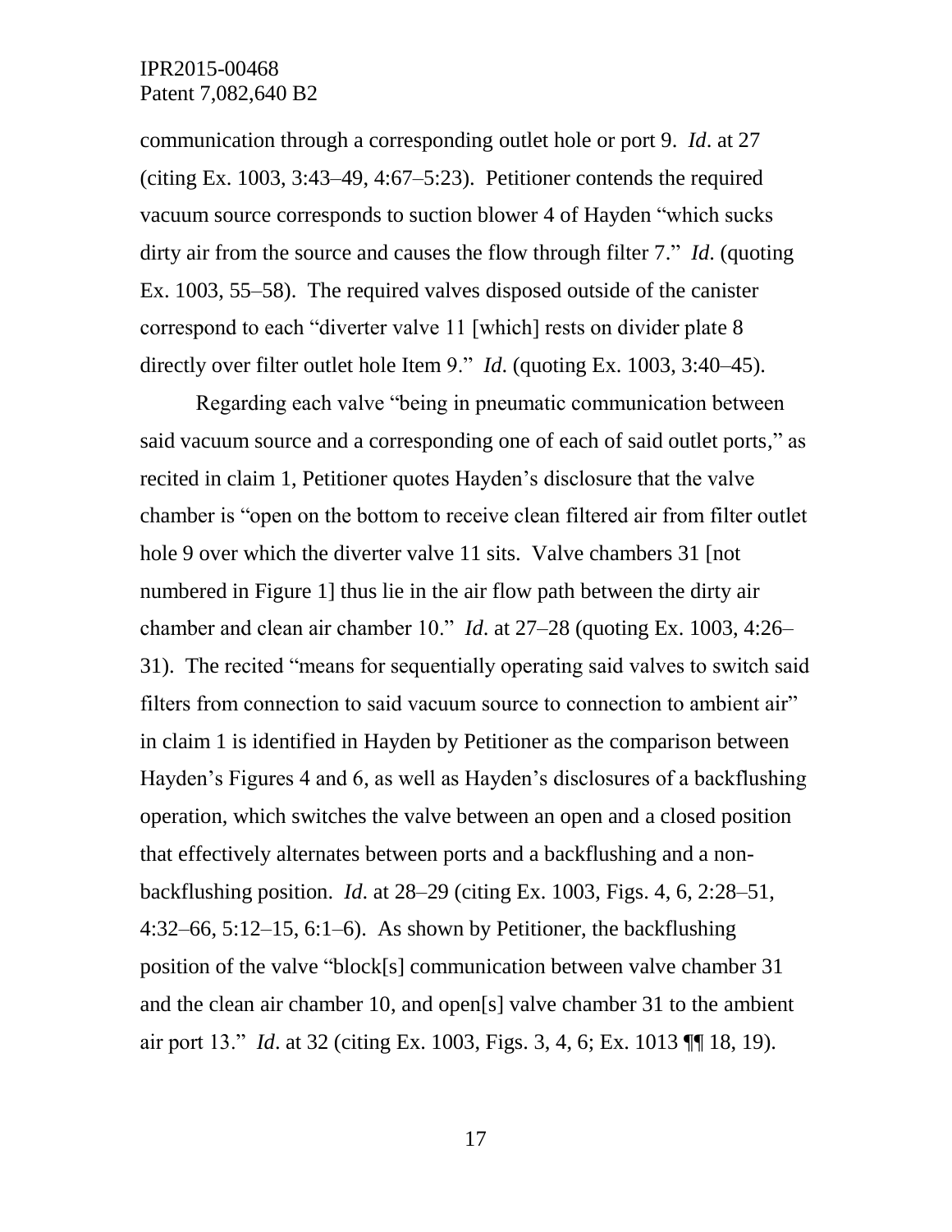communication through a corresponding outlet hole or port 9. *Id*. at 27 (citing Ex. 1003, 3:43–49, 4:67–5:23). Petitioner contends the required vacuum source corresponds to suction blower 4 of Hayden "which sucks dirty air from the source and causes the flow through filter 7." *Id*. (quoting Ex. 1003, 55–58). The required valves disposed outside of the canister correspond to each "diverter valve 11 [which] rests on divider plate 8 directly over filter outlet hole Item 9." *Id*. (quoting Ex. 1003, 3:40–45).

Regarding each valve "being in pneumatic communication between said vacuum source and a corresponding one of each of said outlet ports," as recited in claim 1, Petitioner quotes Hayden's disclosure that the valve chamber is "open on the bottom to receive clean filtered air from filter outlet hole 9 over which the diverter valve 11 sits. Valve chambers 31 [not numbered in Figure 1] thus lie in the air flow path between the dirty air chamber and clean air chamber 10." *Id*. at 27–28 (quoting Ex. 1003, 4:26–31). The recited "means for sequentially operating said valves to switch said filters from connection to said vacuum source to connection to ambient air" in claim 1 is identified in Hayden by Petitioner as the comparison between Hayden's Figures 4 and 6, as well as Hayden's disclosures of a backflushing operation, which switches the valve between an open and a closed position that effectively alternates between ports and a backflushing and a non-backflushing position. *Id*. at 28–29 (citing Ex. 1003, Figs. 4, 6, 2:28–51, 4:32–66, 5:12–15, 6:1–6). As shown by Petitioner, the backflushing position of the valve "block[s] communication between valve chamber 31 and the clean air chamber 10, and open[s] valve chamber 31 to the ambient air port 13." *Id*. at 32 (citing Ex. 1003, Figs. 3, 4, 6; Ex. 1013 ¶¶ 18, 19).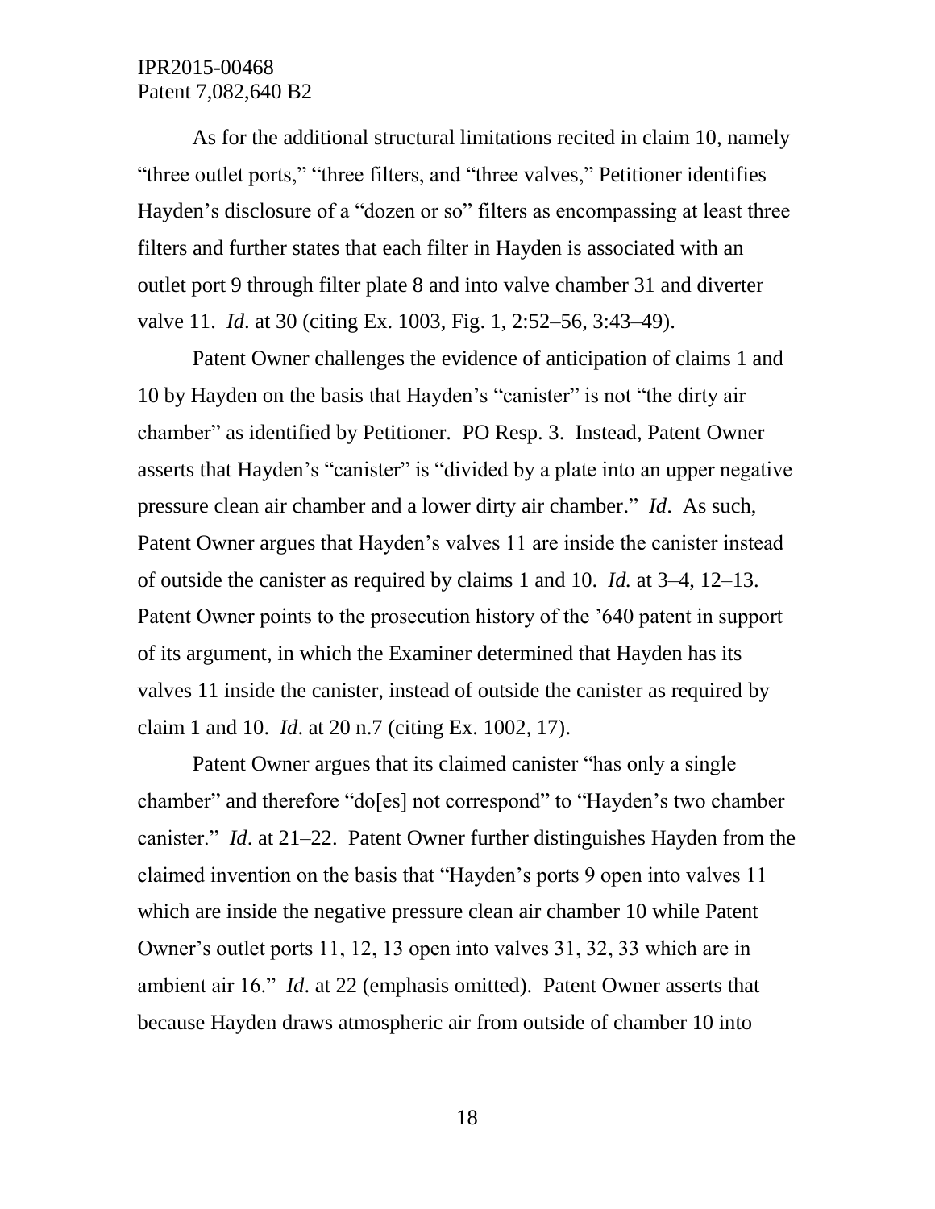As for the additional structural limitations recited in claim 10, namely "three outlet ports," "three filters, and "three valves," Petitioner identifies Hayden's disclosure of a "dozen or so" filters as encompassing at least three filters and further states that each filter in Hayden is associated with an outlet port 9 through filter plate 8 and into valve chamber 31 and diverter valve 11. *Id*. at 30 (citing Ex. 1003, Fig. 1, 2:52–56, 3:43–49).

Patent Owner challenges the evidence of anticipation of claims 1 and 10 by Hayden on the basis that Hayden's "canister" is not "the dirty air chamber" as identified by Petitioner. PO Resp. 3. Instead, Patent Owner asserts that Hayden's "canister" is "divided by a plate into an upper negative pressure clean air chamber and a lower dirty air chamber." *Id*. As such, Patent Owner argues that Hayden's valves 11 are inside the canister instead of outside the canister as required by claims 1 and 10. *Id.* at 3–4, 12–13. Patent Owner points to the prosecution history of the '640 patent in support of its argument, in which the Examiner determined that Hayden has its valves 11 inside the canister, instead of outside the canister as required by claim 1 and 10. *Id*. at 20 n.7 (citing Ex. 1002, 17).

Patent Owner argues that its claimed canister "has only a single chamber" and therefore "do[es] not correspond" to "Hayden's two chamber canister." *Id*. at 21–22. Patent Owner further distinguishes Hayden from the claimed invention on the basis that "Hayden's ports 9 open into valves 11 which are inside the negative pressure clean air chamber 10 while Patent Owner's outlet ports 11, 12, 13 open into valves 31, 32, 33 which are in ambient air 16." *Id*. at 22 (emphasis omitted). Patent Owner asserts that because Hayden draws atmospheric air from outside of chamber 10 into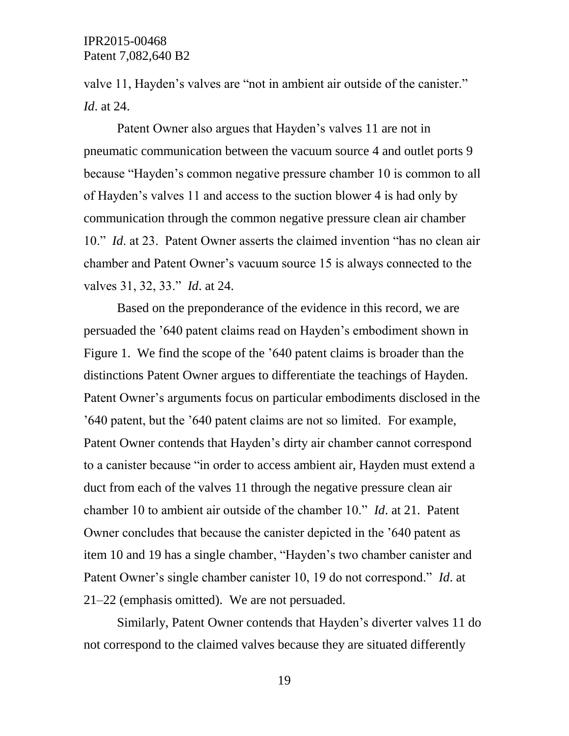valve 11, Hayden's valves are "not in ambient air outside of the canister." *Id*. at 24.

Patent Owner also argues that Hayden's valves 11 are not in pneumatic communication between the vacuum source 4 and outlet ports 9 because "Hayden's common negative pressure chamber 10 is common to all of Hayden's valves 11 and access to the suction blower 4 is had only by communication through the common negative pressure clean air chamber 10." *Id*. at 23. Patent Owner asserts the claimed invention "has no clean air chamber and Patent Owner's vacuum source 15 is always connected to the valves 31, 32, 33." *Id*. at 24.

Based on the preponderance of the evidence in this record, we are persuaded the '640 patent claims read on Hayden's embodiment shown in Figure 1. We find the scope of the '640 patent claims is broader than the distinctions Patent Owner argues to differentiate the teachings of Hayden. Patent Owner's arguments focus on particular embodiments disclosed in the '640 patent, but the '640 patent claims are not so limited. For example, Patent Owner contends that Hayden's dirty air chamber cannot correspond to a canister because "in order to access ambient air, Hayden must extend a duct from each of the valves 11 through the negative pressure clean air chamber 10 to ambient air outside of the chamber 10." *Id*. at 21. Patent Owner concludes that because the canister depicted in the '640 patent as item 10 and 19 has a single chamber, "Hayden's two chamber canister and Patent Owner's single chamber canister 10, 19 do not correspond." *Id*. at 21–22 (emphasis omitted). We are not persuaded.

Similarly, Patent Owner contends that Hayden's diverter valves 11 do not correspond to the claimed valves because they are situated differently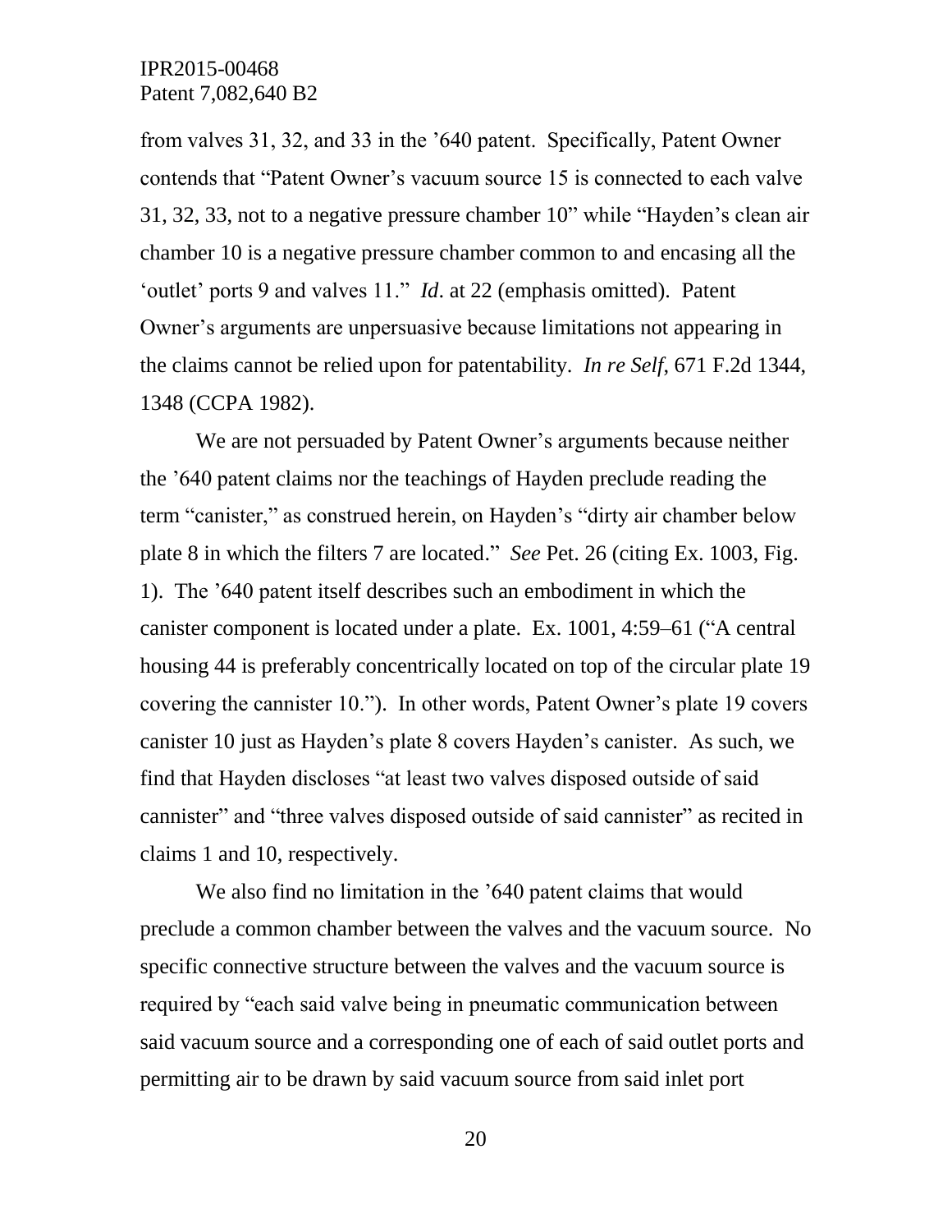from valves 31, 32, and 33 in the '640 patent. Specifically, Patent Owner contends that "Patent Owner's vacuum source 15 is connected to each valve 31, 32, 33, not to a negative pressure chamber 10" while "Hayden's clean air chamber 10 is a negative pressure chamber common to and encasing all the 'outlet' ports 9 and valves 11." *Id*. at 22 (emphasis omitted). Patent Owner's arguments are unpersuasive because limitations not appearing in the claims cannot be relied upon for patentability. *In re Self*, 671 F.2d 1344, 1348 (CCPA 1982).

We are not persuaded by Patent Owner's arguments because neither the '640 patent claims nor the teachings of Hayden preclude reading the term "canister," as construed herein, on Hayden's "dirty air chamber below plate 8 in which the filters 7 are located." *See* Pet. 26 (citing Ex. 1003, Fig. 1). The '640 patent itself describes such an embodiment in which the canister component is located under a plate. Ex. 1001, 4:59–61 ("A central housing 44 is preferably concentrically located on top of the circular plate 19 covering the cannister 10."). In other words, Patent Owner's plate 19 covers canister 10 just as Hayden's plate 8 covers Hayden's canister. As such, we find that Hayden discloses "at least two valves disposed outside of said cannister" and "three valves disposed outside of said cannister" as recited in claims 1 and 10, respectively.

We also find no limitation in the '640 patent claims that would preclude a common chamber between the valves and the vacuum source. No specific connective structure between the valves and the vacuum source is required by "each said valve being in pneumatic communication between said vacuum source and a corresponding one of each of said outlet ports and permitting air to be drawn by said vacuum source from said inlet port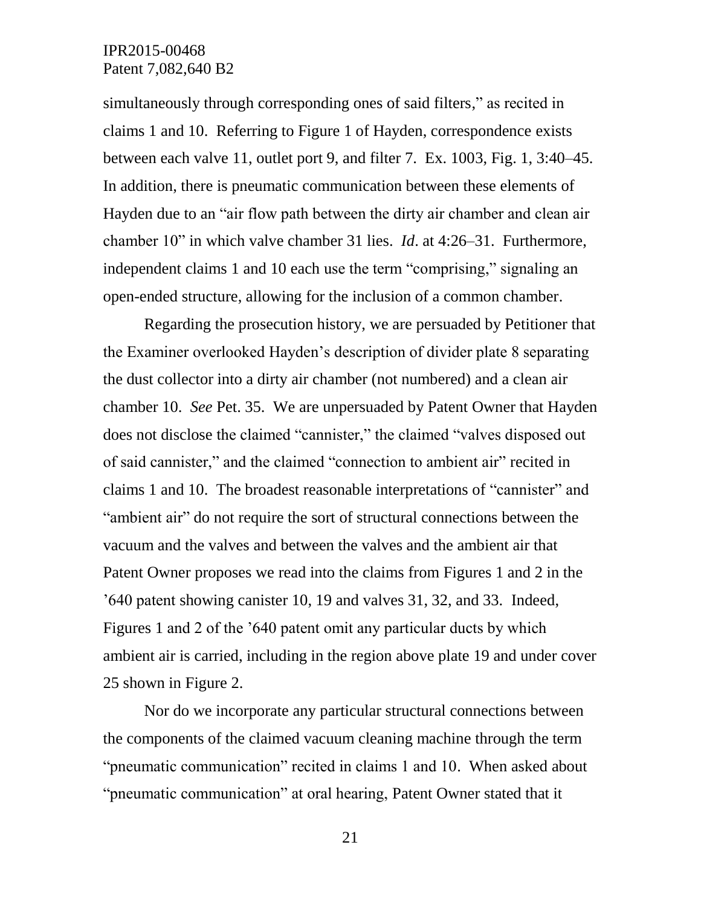simultaneously through corresponding ones of said filters," as recited in claims 1 and 10. Referring to Figure 1 of Hayden, correspondence exists between each valve 11, outlet port 9, and filter 7. Ex. 1003, Fig. 1, 3:40–45. In addition, there is pneumatic communication between these elements of Hayden due to an "air flow path between the dirty air chamber and clean air chamber 10" in which valve chamber 31 lies. *Id*. at 4:26–31. Furthermore, independent claims 1 and 10 each use the term "comprising," signaling an open-ended structure, allowing for the inclusion of a common chamber.

Regarding the prosecution history, we are persuaded by Petitioner that the Examiner overlooked Hayden's description of divider plate 8 separating the dust collector into a dirty air chamber (not numbered) and a clean air chamber 10. *See* Pet. 35. We are unpersuaded by Patent Owner that Hayden does not disclose the claimed "cannister," the claimed "valves disposed out of said cannister," and the claimed "connection to ambient air" recited in claims 1 and 10. The broadest reasonable interpretations of "cannister" and "ambient air" do not require the sort of structural connections between the vacuum and the valves and between the valves and the ambient air that Patent Owner proposes we read into the claims from Figures 1 and 2 in the '640 patent showing canister 10, 19 and valves 31, 32, and 33. Indeed, Figures 1 and 2 of the '640 patent omit any particular ducts by which ambient air is carried, including in the region above plate 19 and under cover 25 shown in Figure 2.

Nor do we incorporate any particular structural connections between the components of the claimed vacuum cleaning machine through the term "pneumatic communication" recited in claims 1 and 10. When asked about "pneumatic communication" at oral hearing, Patent Owner stated that it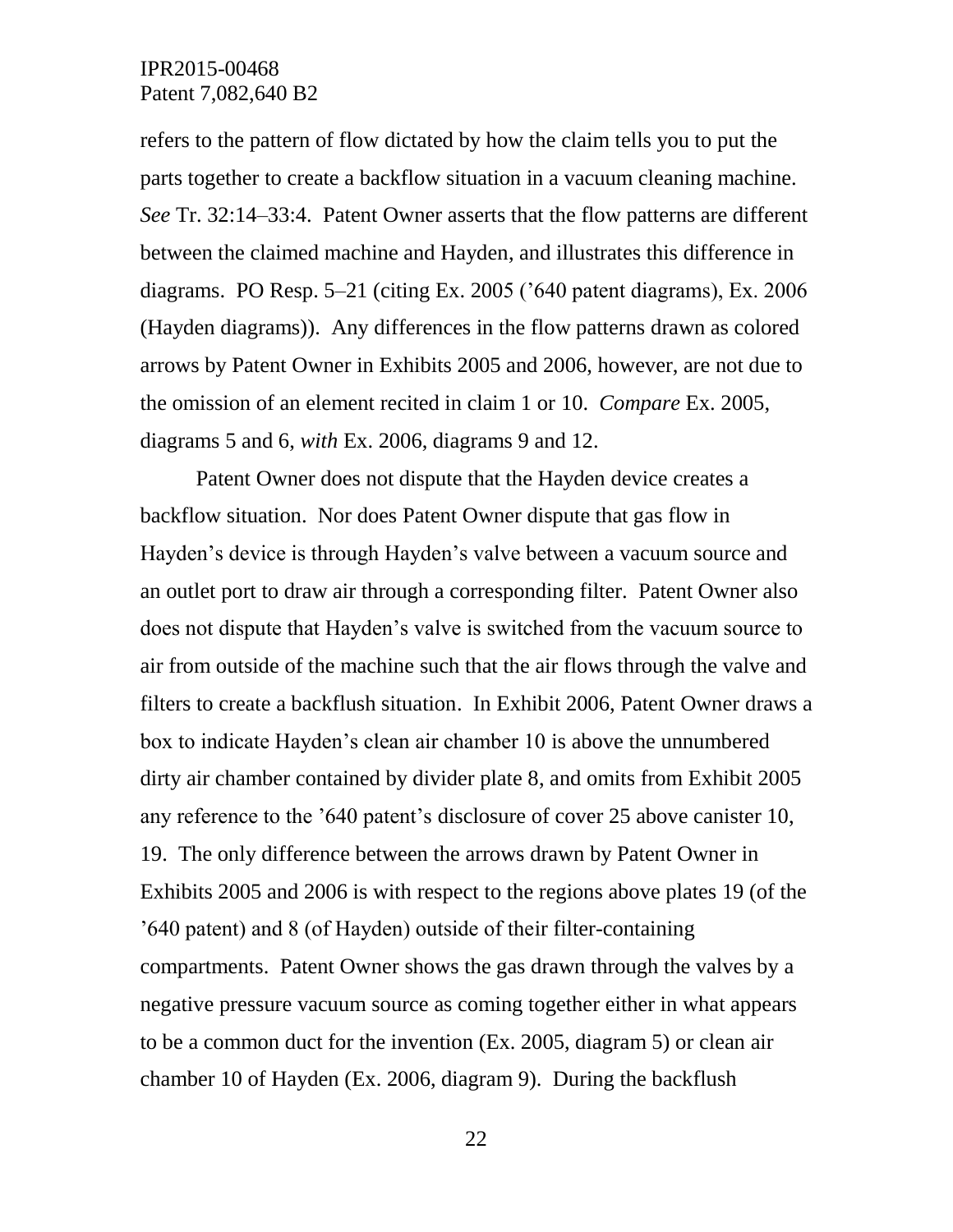refers to the pattern of flow dictated by how the claim tells you to put the parts together to create a backflow situation in a vacuum cleaning machine. *See* Tr. 32:14–33:4. Patent Owner asserts that the flow patterns are different between the claimed machine and Hayden, and illustrates this difference in diagrams. PO Resp. 5–21 (citing Ex. 2005 ('640 patent diagrams), Ex. 2006 (Hayden diagrams)). Any differences in the flow patterns drawn as colored arrows by Patent Owner in Exhibits 2005 and 2006, however, are not due to the omission of an element recited in claim 1 or 10. *Compare* Ex. 2005, diagrams 5 and 6, *with* Ex. 2006, diagrams 9 and 12.

Patent Owner does not dispute that the Hayden device creates a backflow situation. Nor does Patent Owner dispute that gas flow in Hayden's device is through Hayden's valve between a vacuum source and an outlet port to draw air through a corresponding filter. Patent Owner also does not dispute that Hayden's valve is switched from the vacuum source to air from outside of the machine such that the air flows through the valve and filters to create a backflush situation. In Exhibit 2006, Patent Owner draws a box to indicate Hayden's clean air chamber 10 is above the unnumbered dirty air chamber contained by divider plate 8, and omits from Exhibit 2005 any reference to the '640 patent's disclosure of cover 25 above canister 10, 19. The only difference between the arrows drawn by Patent Owner in Exhibits 2005 and 2006 is with respect to the regions above plates 19 (of the '640 patent) and 8 (of Hayden) outside of their filter-containing compartments. Patent Owner shows the gas drawn through the valves by a negative pressure vacuum source as coming together either in what appears to be a common duct for the invention (Ex. 2005, diagram 5) or clean air chamber 10 of Hayden (Ex. 2006, diagram 9). During the backflush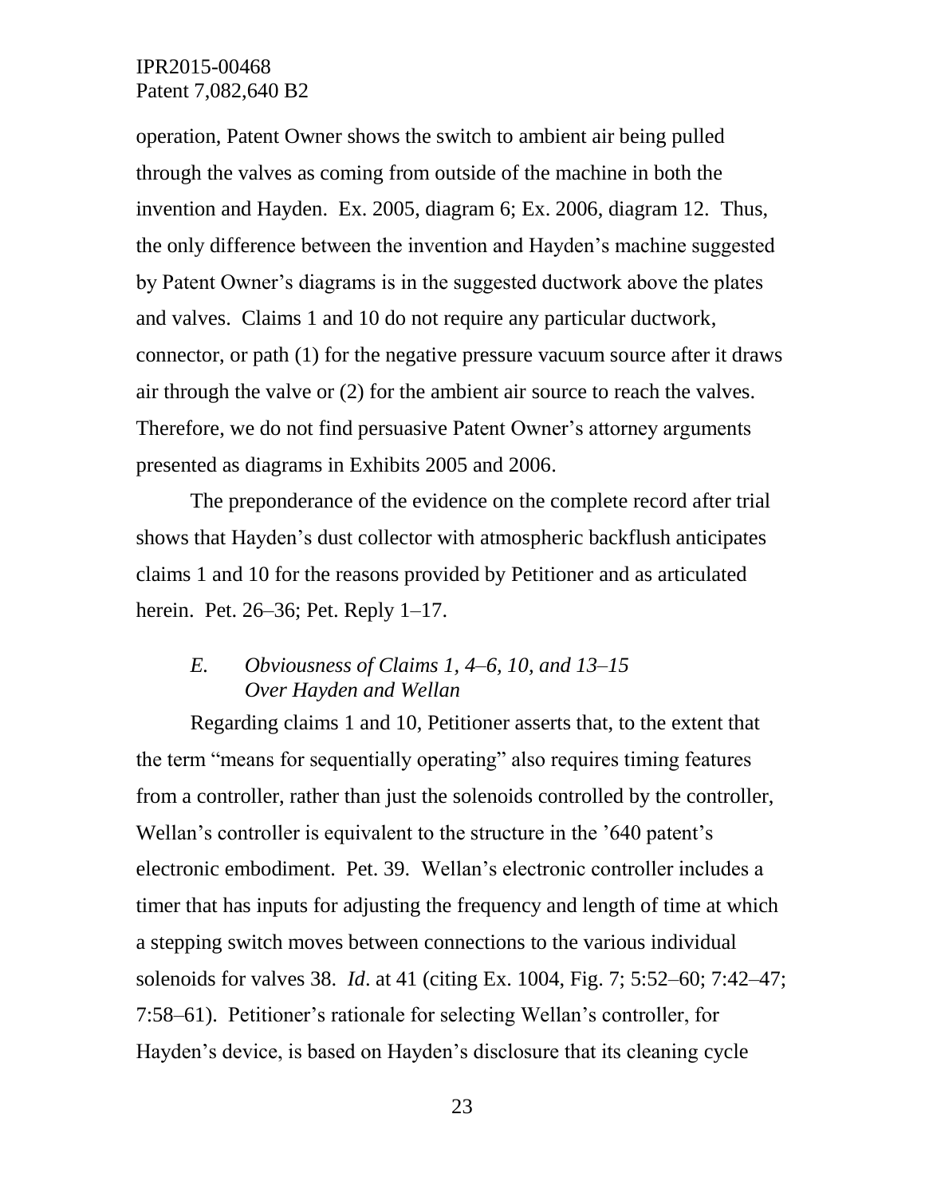operation, Patent Owner shows the switch to ambient air being pulled through the valves as coming from outside of the machine in both the invention and Hayden. Ex. 2005, diagram 6; Ex. 2006, diagram 12. Thus, the only difference between the invention and Hayden's machine suggested by Patent Owner's diagrams is in the suggested ductwork above the plates and valves. Claims 1 and 10 do not require any particular ductwork, connector, or path (1) for the negative pressure vacuum source after it draws air through the valve or (2) for the ambient air source to reach the valves. Therefore, we do not find persuasive Patent Owner's attorney arguments presented as diagrams in Exhibits 2005 and 2006.

The preponderance of the evidence on the complete record after trial shows that Hayden's dust collector with atmospheric backflush anticipates claims 1 and 10 for the reasons provided by Petitioner and as articulated herein. Pet. 26–36; Pet. Reply 1–17.

### *E. Obviousness of Claims 1, 4–6, 10, and 13–15 Over Hayden and Wellan*

Regarding claims 1 and 10, Petitioner asserts that, to the extent that the term "means for sequentially operating" also requires timing features from a controller, rather than just the solenoids controlled by the controller, Wellan's controller is equivalent to the structure in the '640 patent's electronic embodiment. Pet. 39. Wellan's electronic controller includes a timer that has inputs for adjusting the frequency and length of time at which a stepping switch moves between connections to the various individual solenoids for valves 38. *Id*. at 41 (citing Ex. 1004, Fig. 7; 5:52–60; 7:42–47; 7:58–61). Petitioner's rationale for selecting Wellan's controller, for Hayden's device, is based on Hayden's disclosure that its cleaning cycle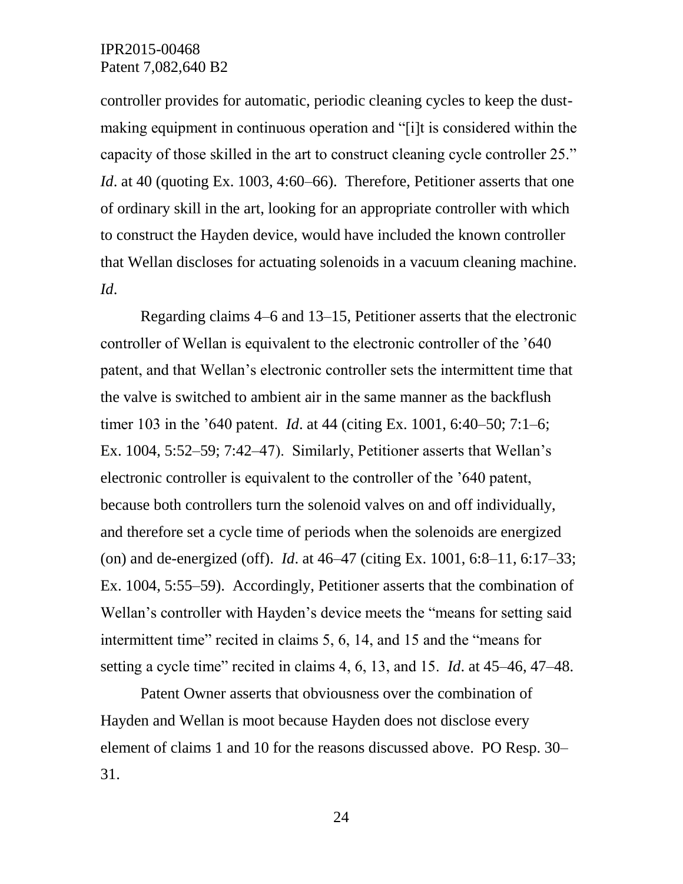controller provides for automatic, periodic cleaning cycles to keep the dust-making equipment in continuous operation and "[i]t is considered within the capacity of those skilled in the art to construct cleaning cycle controller 25." *Id*. at 40 (quoting Ex. 1003, 4:60–66). Therefore, Petitioner asserts that one of ordinary skill in the art, looking for an appropriate controller with which to construct the Hayden device, would have included the known controller that Wellan discloses for actuating solenoids in a vacuum cleaning machine. *Id*.

Regarding claims 4–6 and 13–15, Petitioner asserts that the electronic controller of Wellan is equivalent to the electronic controller of the '640 patent, and that Wellan's electronic controller sets the intermittent time that the valve is switched to ambient air in the same manner as the backflush timer 103 in the '640 patent. *Id*. at 44 (citing Ex. 1001, 6:40–50; 7:1–6; Ex. 1004, 5:52–59; 7:42–47). Similarly, Petitioner asserts that Wellan's electronic controller is equivalent to the controller of the '640 patent, because both controllers turn the solenoid valves on and off individually, and therefore set a cycle time of periods when the solenoids are energized (on) and de-energized (off). *Id*. at 46–47 (citing Ex. 1001, 6:8–11, 6:17–33; Ex. 1004, 5:55–59). Accordingly, Petitioner asserts that the combination of Wellan's controller with Hayden's device meets the "means for setting said intermittent time" recited in claims 5, 6, 14, and 15 and the "means for setting a cycle time" recited in claims 4, 6, 13, and 15. *Id*. at 45–46, 47–48.

Patent Owner asserts that obviousness over the combination of Hayden and Wellan is moot because Hayden does not disclose every element of claims 1 and 10 for the reasons discussed above. PO Resp. 30–31.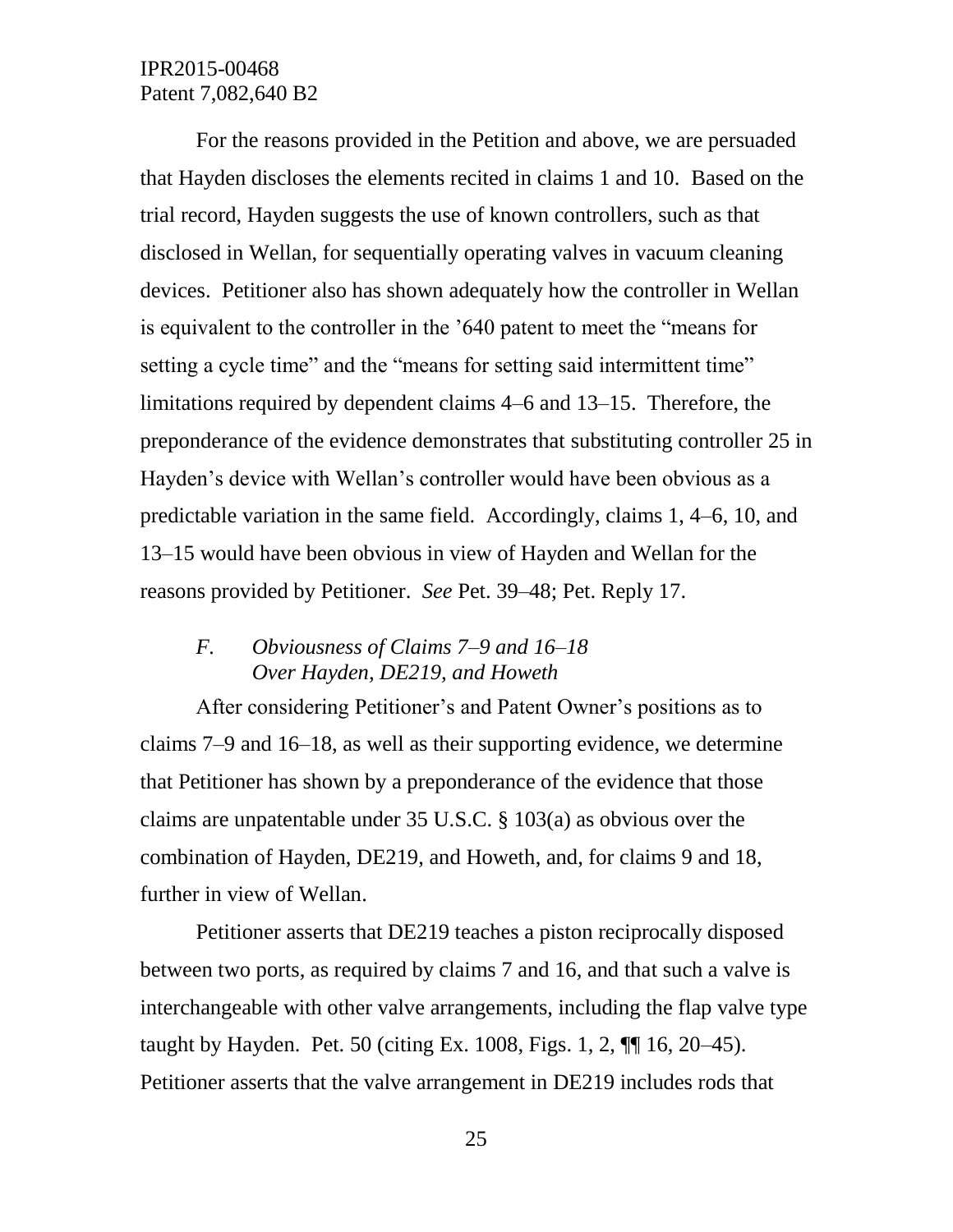For the reasons provided in the Petition and above, we are persuaded that Hayden discloses the elements recited in claims 1 and 10. Based on the trial record, Hayden suggests the use of known controllers, such as that disclosed in Wellan, for sequentially operating valves in vacuum cleaning devices. Petitioner also has shown adequately how the controller in Wellan is equivalent to the controller in the '640 patent to meet the "means for setting a cycle time" and the "means for setting said intermittent time" limitations required by dependent claims 4–6 and 13–15. Therefore, the preponderance of the evidence demonstrates that substituting controller 25 in Hayden's device with Wellan's controller would have been obvious as a predictable variation in the same field. Accordingly, claims 1, 4–6, 10, and 13–15 would have been obvious in view of Hayden and Wellan for the reasons provided by Petitioner. *See* Pet. 39–48; Pet. Reply 17.

### *F. Obviousness of Claims 7–9 and 16–18 Over Hayden, DE219, and Howeth*

After considering Petitioner's and Patent Owner's positions as to claims 7–9 and 16–18, as well as their supporting evidence, we determine that Petitioner has shown by a preponderance of the evidence that those claims are unpatentable under 35 U.S.C. § 103(a) as obvious over the combination of Hayden, DE219, and Howeth, and, for claims 9 and 18, further in view of Wellan.

Petitioner asserts that DE219 teaches a piston reciprocally disposed between two ports, as required by claims 7 and 16, and that such a valve is interchangeable with other valve arrangements, including the flap valve type taught by Hayden. Pet. 50 (citing Ex. 1008, Figs. 1, 2, ¶¶ 16, 20–45). Petitioner asserts that the valve arrangement in DE219 includes rods that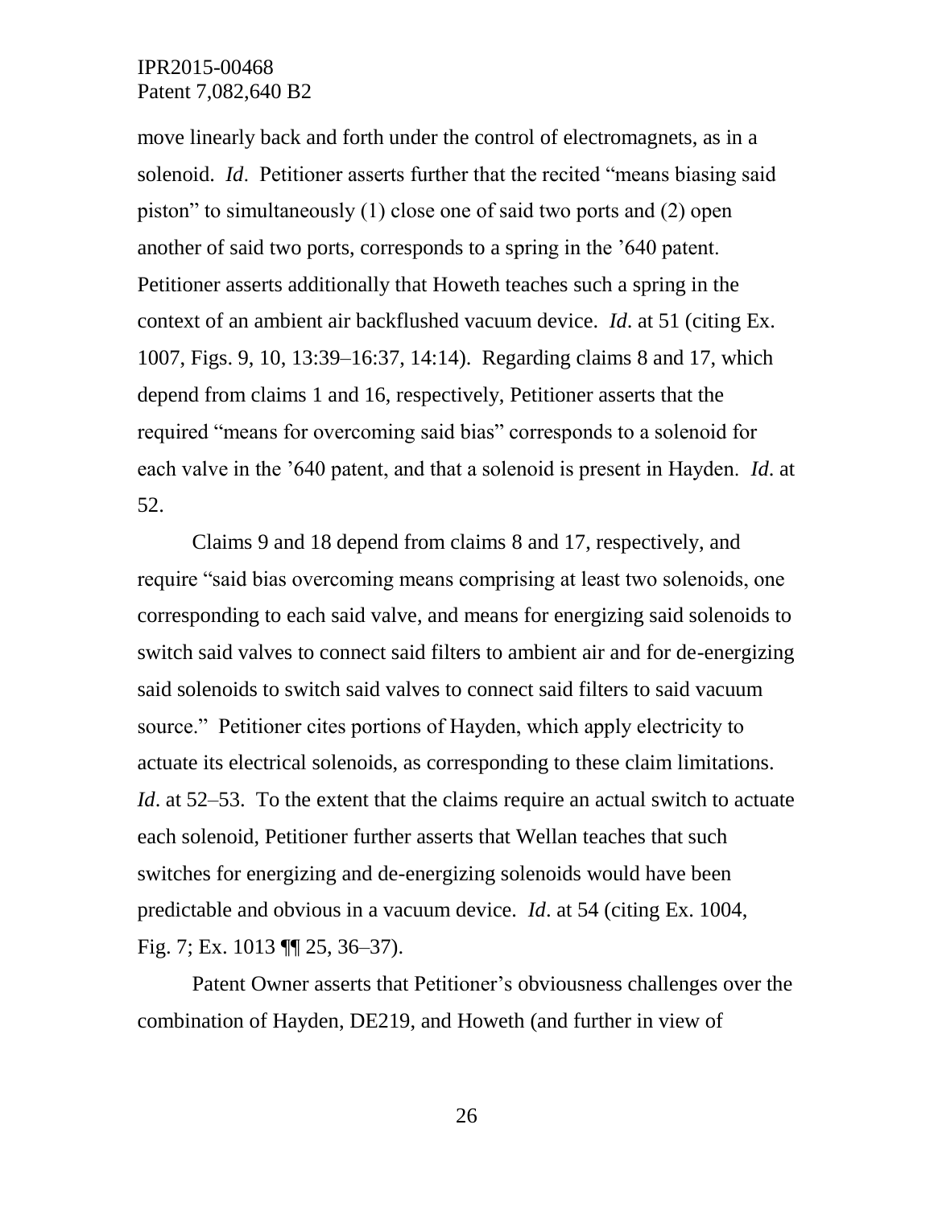move linearly back and forth under the control of electromagnets, as in a solenoid. *Id*. Petitioner asserts further that the recited "means biasing said piston" to simultaneously (1) close one of said two ports and (2) open another of said two ports, corresponds to a spring in the '640 patent. Petitioner asserts additionally that Howeth teaches such a spring in the context of an ambient air backflushed vacuum device. *Id*. at 51 (citing Ex. 1007, Figs. 9, 10, 13:39–16:37, 14:14). Regarding claims 8 and 17, which depend from claims 1 and 16, respectively, Petitioner asserts that the required "means for overcoming said bias" corresponds to a solenoid for each valve in the '640 patent, and that a solenoid is present in Hayden. *Id*. at 52.

Claims 9 and 18 depend from claims 8 and 17, respectively, and require "said bias overcoming means comprising at least two solenoids, one corresponding to each said valve, and means for energizing said solenoids to switch said valves to connect said filters to ambient air and for de-energizing said solenoids to switch said valves to connect said filters to said vacuum source." Petitioner cites portions of Hayden, which apply electricity to actuate its electrical solenoids, as corresponding to these claim limitations. *Id*. at 52–53. To the extent that the claims require an actual switch to actuate each solenoid, Petitioner further asserts that Wellan teaches that such switches for energizing and de-energizing solenoids would have been predictable and obvious in a vacuum device. *Id*. at 54 (citing Ex. 1004, Fig. 7; Ex. 1013 ¶¶ 25, 36–37).

Patent Owner asserts that Petitioner's obviousness challenges over the combination of Hayden, DE219, and Howeth (and further in view of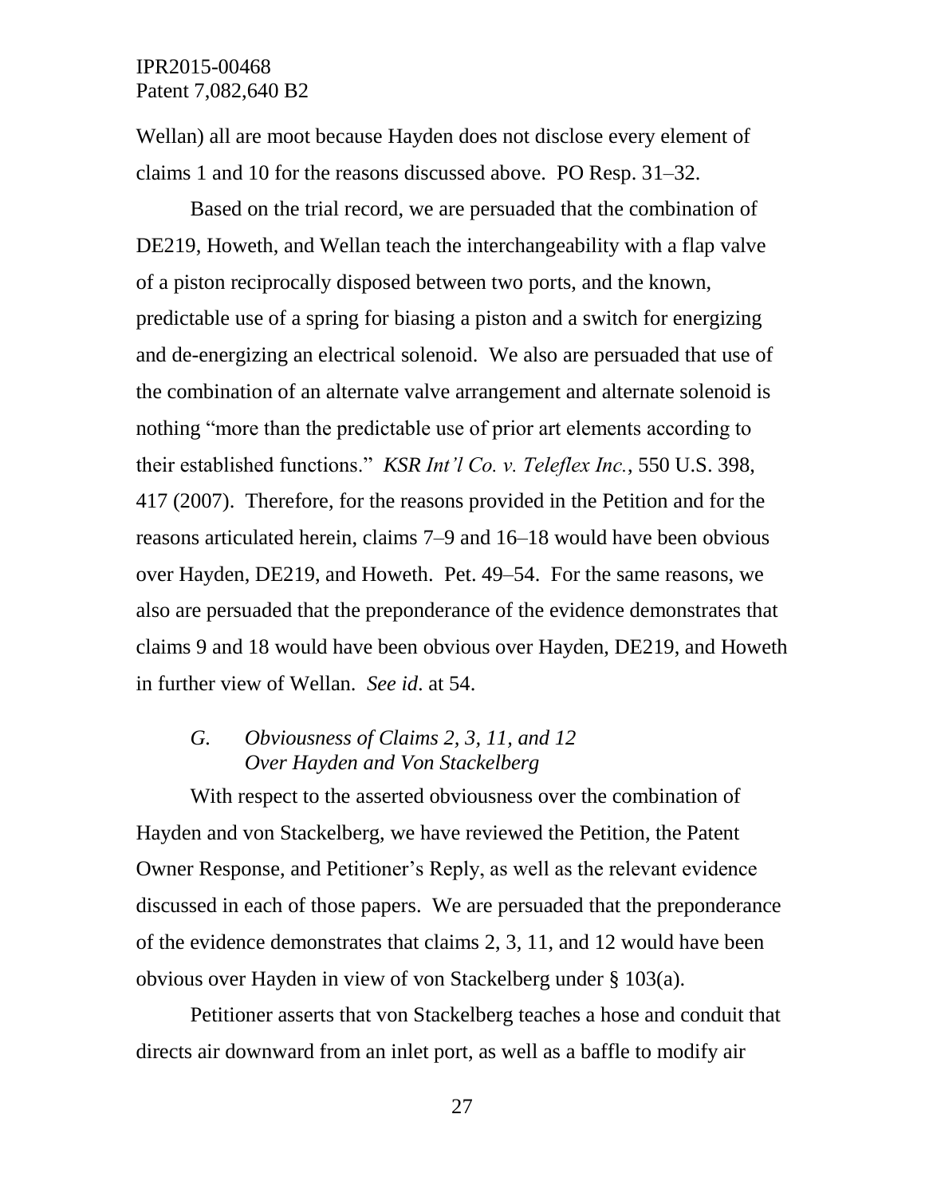Wellan) all are moot because Hayden does not disclose every element of claims 1 and 10 for the reasons discussed above. PO Resp. 31–32.

Based on the trial record, we are persuaded that the combination of DE219, Howeth, and Wellan teach the interchangeability with a flap valve of a piston reciprocally disposed between two ports, and the known, predictable use of a spring for biasing a piston and a switch for energizing and de-energizing an electrical solenoid. We also are persuaded that use of the combination of an alternate valve arrangement and alternate solenoid is nothing "more than the predictable use of prior art elements according to their established functions." *KSR Int'l Co. v. Teleflex Inc.*, 550 U.S. 398, 417 (2007). Therefore, for the reasons provided in the Petition and for the reasons articulated herein, claims 7–9 and 16–18 would have been obvious over Hayden, DE219, and Howeth. Pet. 49–54. For the same reasons, we also are persuaded that the preponderance of the evidence demonstrates that claims 9 and 18 would have been obvious over Hayden, DE219, and Howeth in further view of Wellan. *See id*. at 54.

### *G. Obviousness of Claims 2, 3, 11, and 12 Over Hayden and Von Stackelberg*

With respect to the asserted obviousness over the combination of Hayden and von Stackelberg, we have reviewed the Petition, the Patent Owner Response, and Petitioner's Reply, as well as the relevant evidence discussed in each of those papers. We are persuaded that the preponderance of the evidence demonstrates that claims 2, 3, 11, and 12 would have been obvious over Hayden in view of von Stackelberg under § 103(a).

Petitioner asserts that von Stackelberg teaches a hose and conduit that directs air downward from an inlet port, as well as a baffle to modify air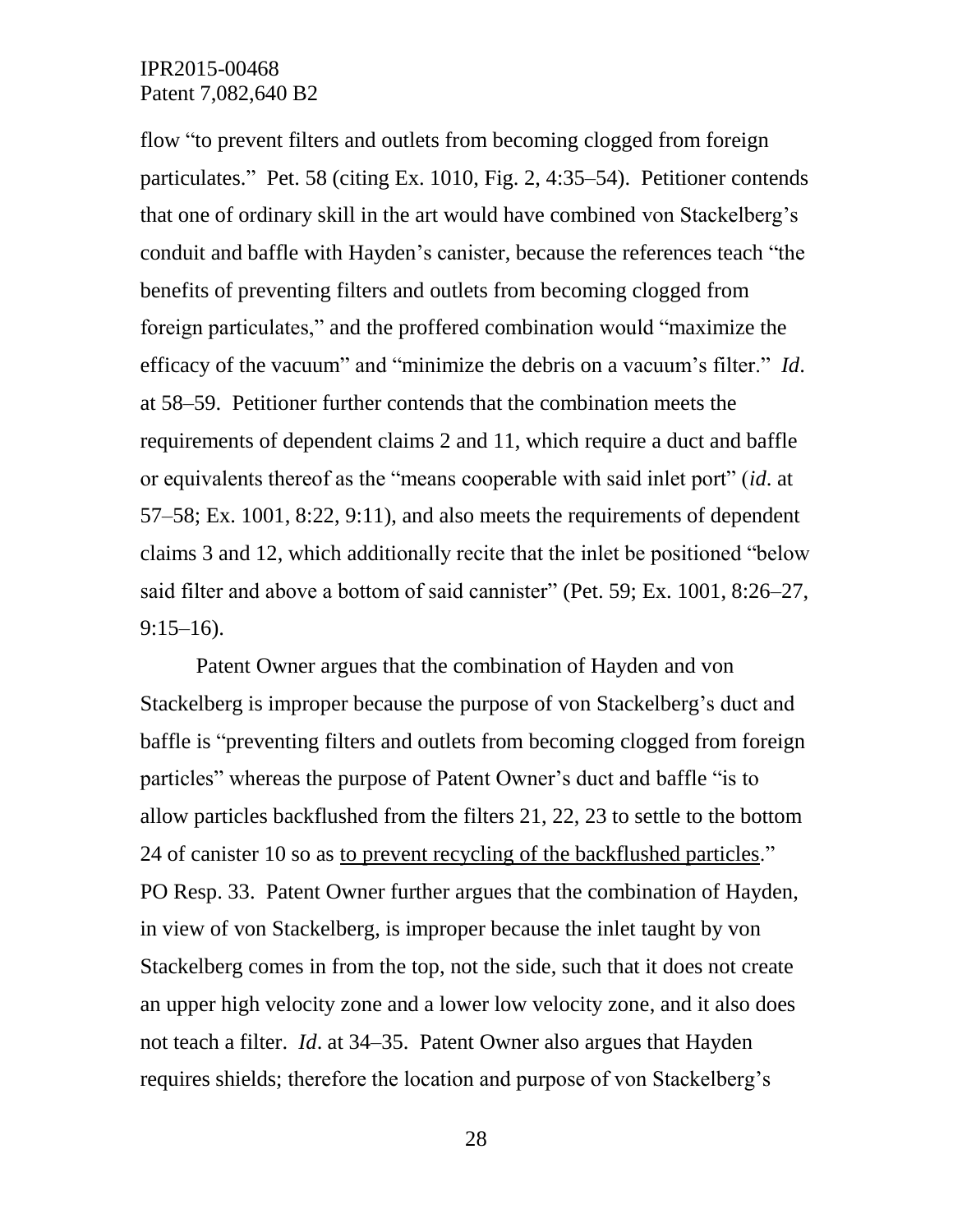flow "to prevent filters and outlets from becoming clogged from foreign particulates." Pet. 58 (citing Ex. 1010, Fig. 2, 4:35–54). Petitioner contends that one of ordinary skill in the art would have combined von Stackelberg's conduit and baffle with Hayden's canister, because the references teach "the benefits of preventing filters and outlets from becoming clogged from foreign particulates," and the proffered combination would "maximize the efficacy of the vacuum" and "minimize the debris on a vacuum's filter." *Id*. at 58–59. Petitioner further contends that the combination meets the requirements of dependent claims 2 and 11, which require a duct and baffle or equivalents thereof as the "means cooperable with said inlet port" (*id*. at 57–58; Ex. 1001, 8:22, 9:11), and also meets the requirements of dependent claims 3 and 12, which additionally recite that the inlet be positioned "below said filter and above a bottom of said cannister" (Pet. 59; Ex. 1001, 8:26–27, 9:15–16).

Patent Owner argues that the combination of Hayden and von Stackelberg is improper because the purpose of von Stackelberg's duct and baffle is "preventing filters and outlets from becoming clogged from foreign particles" whereas the purpose of Patent Owner's duct and baffle "is to allow particles backflushed from the filters 21, 22, 23 to settle to the bottom 24 of canister 10 so as <u>to prevent recycling of the backflushed particles</u>." PO Resp. 33. Patent Owner further argues that the combination of Hayden, in view of von Stackelberg, is improper because the inlet taught by von Stackelberg comes in from the top, not the side, such that it does not create an upper high velocity zone and a lower low velocity zone, and it also does not teach a filter. *Id*. at 34–35. Patent Owner also argues that Hayden requires shields; therefore the location and purpose of von Stackelberg's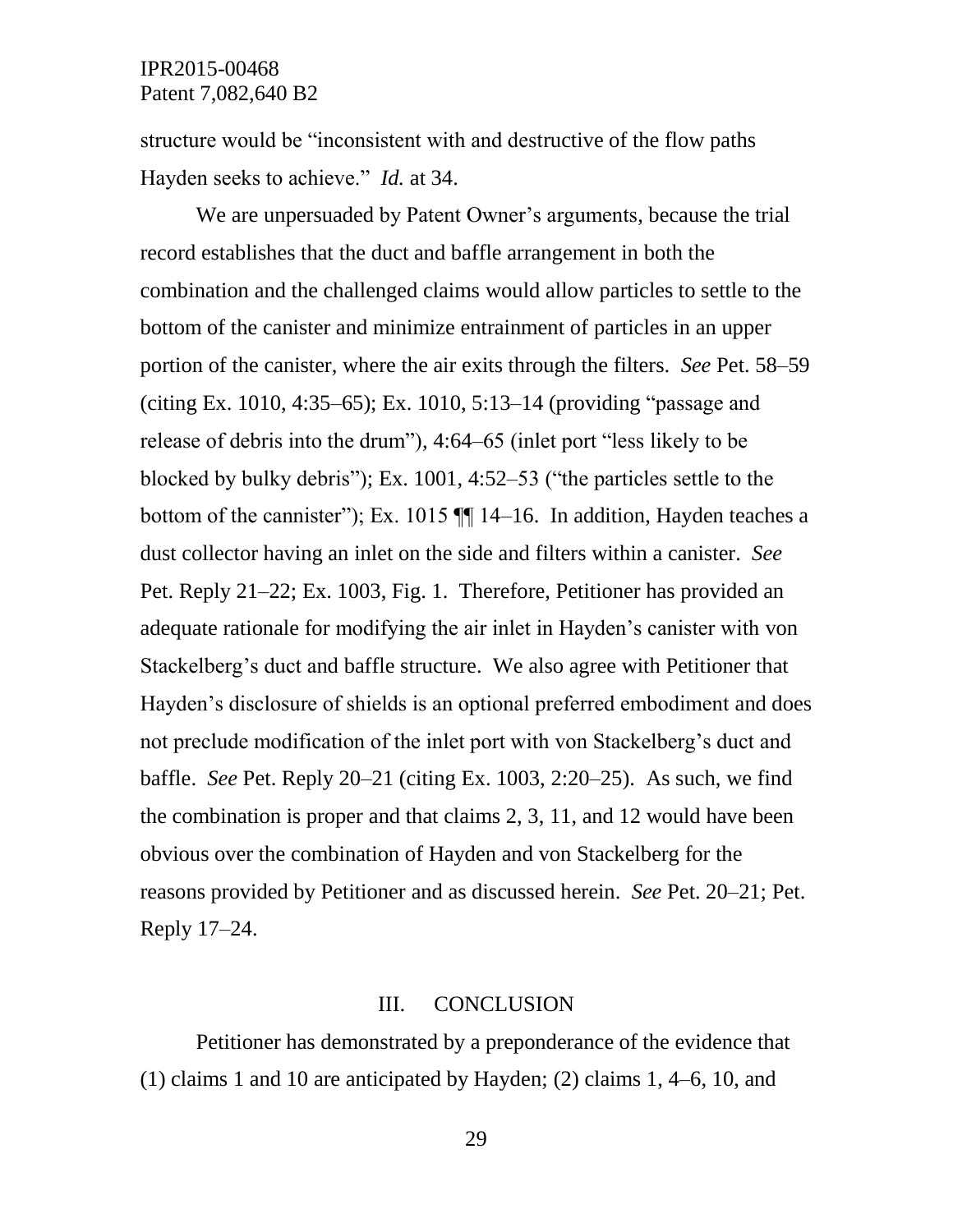structure would be "inconsistent with and destructive of the flow paths Hayden seeks to achieve." *Id.* at 34.

We are unpersuaded by Patent Owner's arguments, because the trial record establishes that the duct and baffle arrangement in both the combination and the challenged claims would allow particles to settle to the bottom of the canister and minimize entrainment of particles in an upper portion of the canister, where the air exits through the filters. *See* Pet. 58–59 (citing Ex. 1010, 4:35–65); Ex. 1010, 5:13–14 (providing "passage and release of debris into the drum"), 4:64–65 (inlet port "less likely to be blocked by bulky debris"); Ex. 1001, 4:52–53 ("the particles settle to the bottom of the cannister"); Ex. 1015 ¶¶ 14–16. In addition, Hayden teaches a dust collector having an inlet on the side and filters within a canister. *See* Pet. Reply 21–22; Ex. 1003, Fig. 1. Therefore, Petitioner has provided an adequate rationale for modifying the air inlet in Hayden's canister with von Stackelberg's duct and baffle structure. We also agree with Petitioner that Hayden's disclosure of shields is an optional preferred embodiment and does not preclude modification of the inlet port with von Stackelberg's duct and baffle. *See* Pet. Reply 20–21 (citing Ex. 1003, 2:20–25). As such, we find the combination is proper and that claims 2, 3, 11, and 12 would have been obvious over the combination of Hayden and von Stackelberg for the reasons provided by Petitioner and as discussed herein. *See* Pet. 20–21; Pet. Reply 17–24.

## III. CONCLUSION

Petitioner has demonstrated by a preponderance of the evidence that (1) claims 1 and 10 are anticipated by Hayden; (2) claims 1, 4–6, 10, and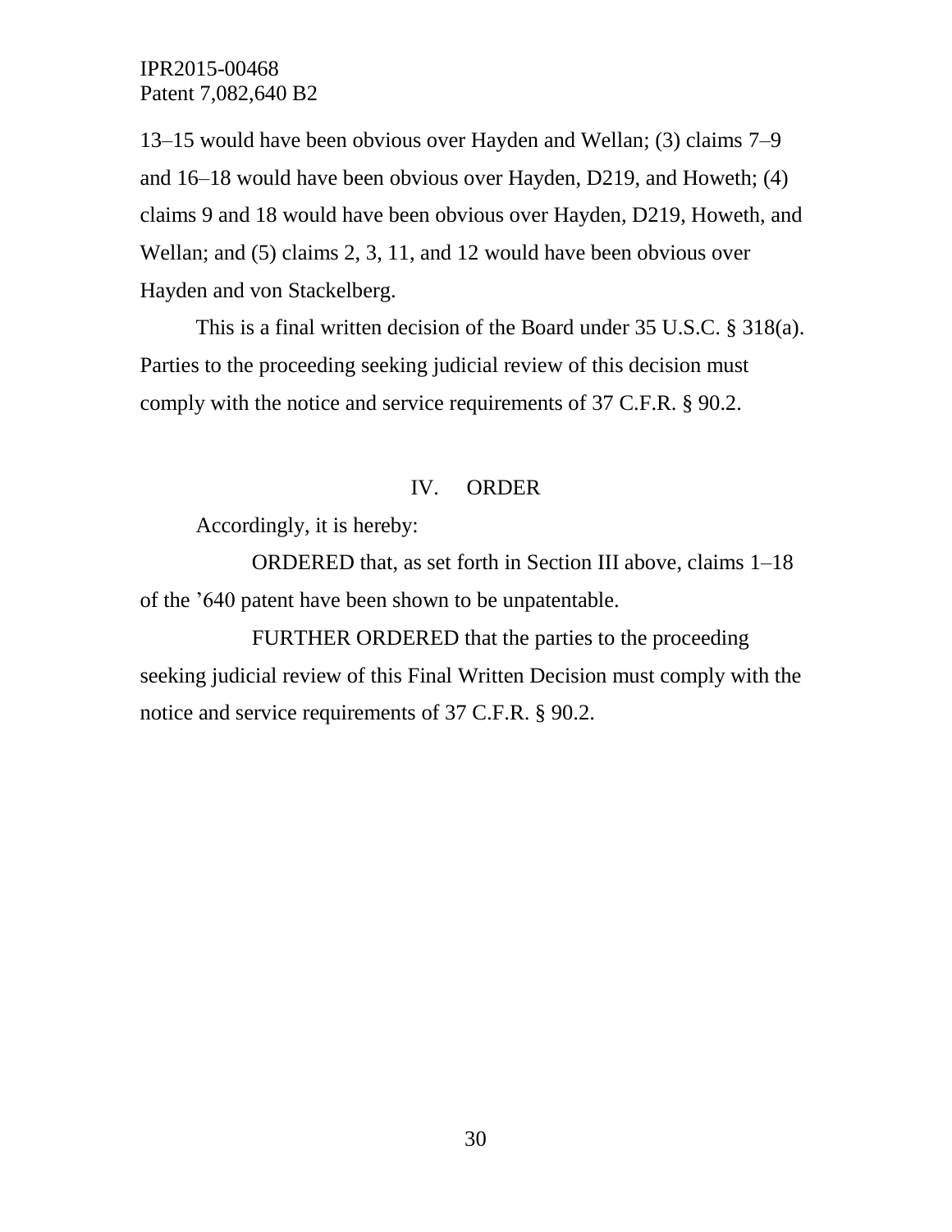13–15 would have been obvious over Hayden and Wellan; (3) claims 7–9 and 16–18 would have been obvious over Hayden, D219, and Howeth; (4) claims 9 and 18 would have been obvious over Hayden, D219, Howeth, and Wellan; and (5) claims 2, 3, 11, and 12 would have been obvious over Hayden and von Stackelberg.

This is a final written decision of the Board under 35 U.S.C. § 318(a). Parties to the proceeding seeking judicial review of this decision must comply with the notice and service requirements of 37 C.F.R. § 90.2.

## IV. ORDER

Accordingly, it is hereby:

ORDERED that, as set forth in Section III above, claims 1–18 of the ’640 patent have been shown to be unpatentable.

FURTHER ORDERED that the parties to the proceeding seeking judicial review of this Final Written Decision must comply with the notice and service requirements of 37 C.F.R. § 90.2.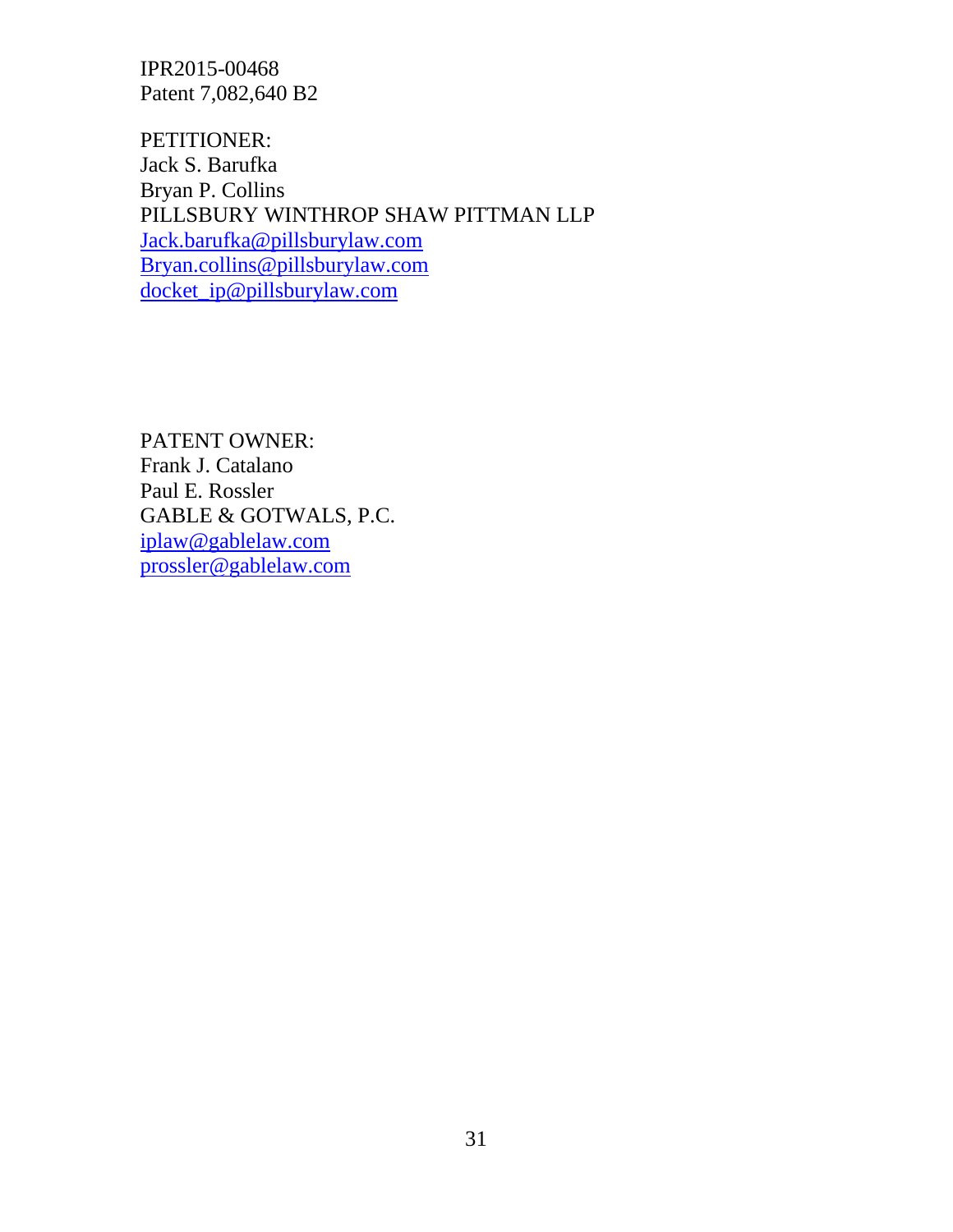IPR2015-00468
Patent 7,082,640 B2

PETITIONER:
Jack S. Barufka
Bryan P. Collins
PILLSBURY WINTHROP SHAW PITTMAN LLP
Jack.barufka@pillsburylaw.com
Bryan.collins@pillsburylaw.com
docket_ip@pillsburylaw.com

PATENT OWNER:
Frank J. Catalano
Paul E. Rossler
GABLE & GOTWALS, P.C.
iplaw@gablelaw.com
prossler@gablelaw.com